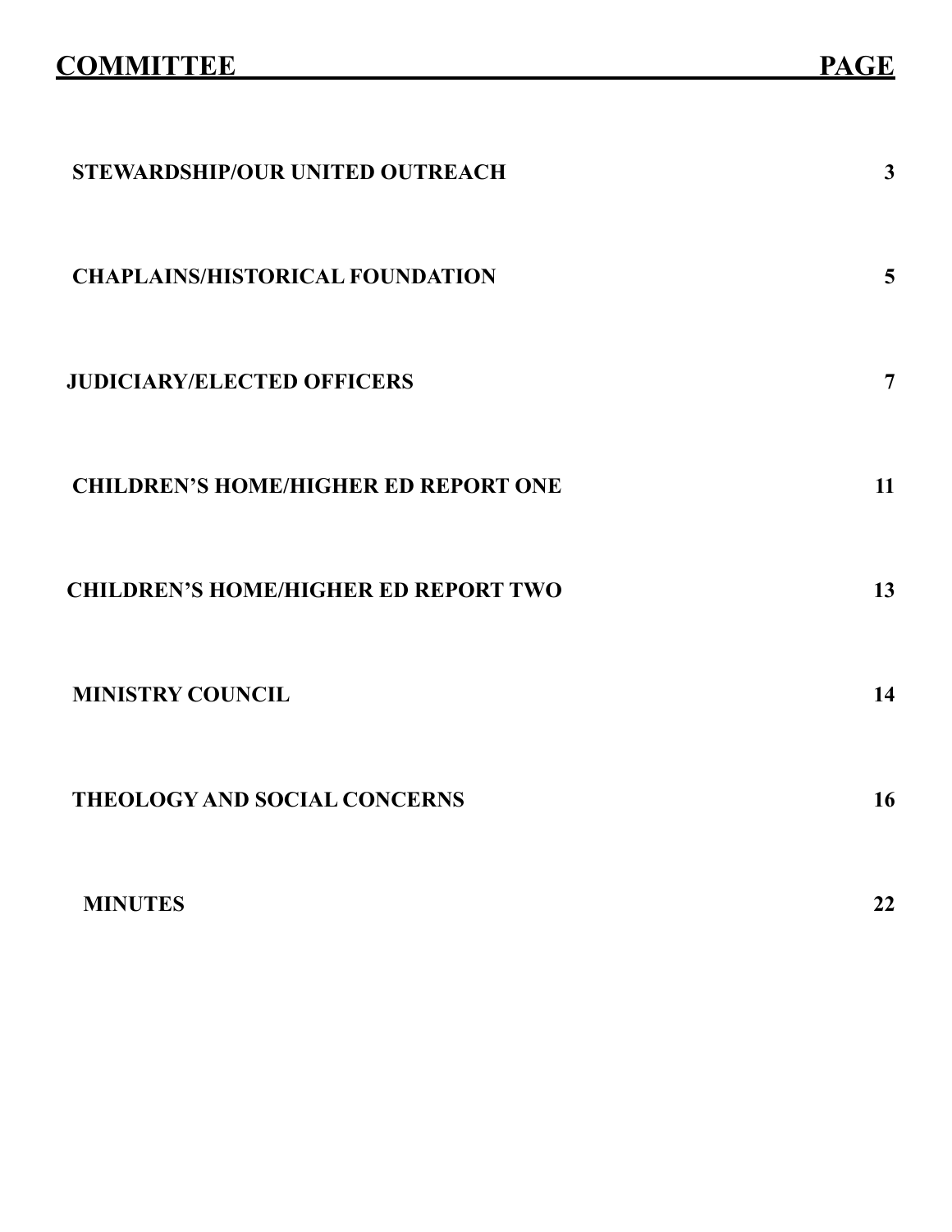| COMMITTEE | PAGE |
| --- | --- |
| STEWARDSHIP/OUR UNITED OUTREACH | 3 |
| CHAPLAINS/HISTORICAL FOUNDATION | 5 |
| JUDICIARY/ELECTED OFFICERS | 7 |
| CHILDREN'S HOME/HIGHER ED REPORT ONE | 11 |
| CHILDREN'S HOME/HIGHER ED REPORT TWO | 13 |
| MINISTRY COUNCIL | 14 |
| THEOLOGY AND SOCIAL CONCERNS | 16 |
| MINUTES | 22 |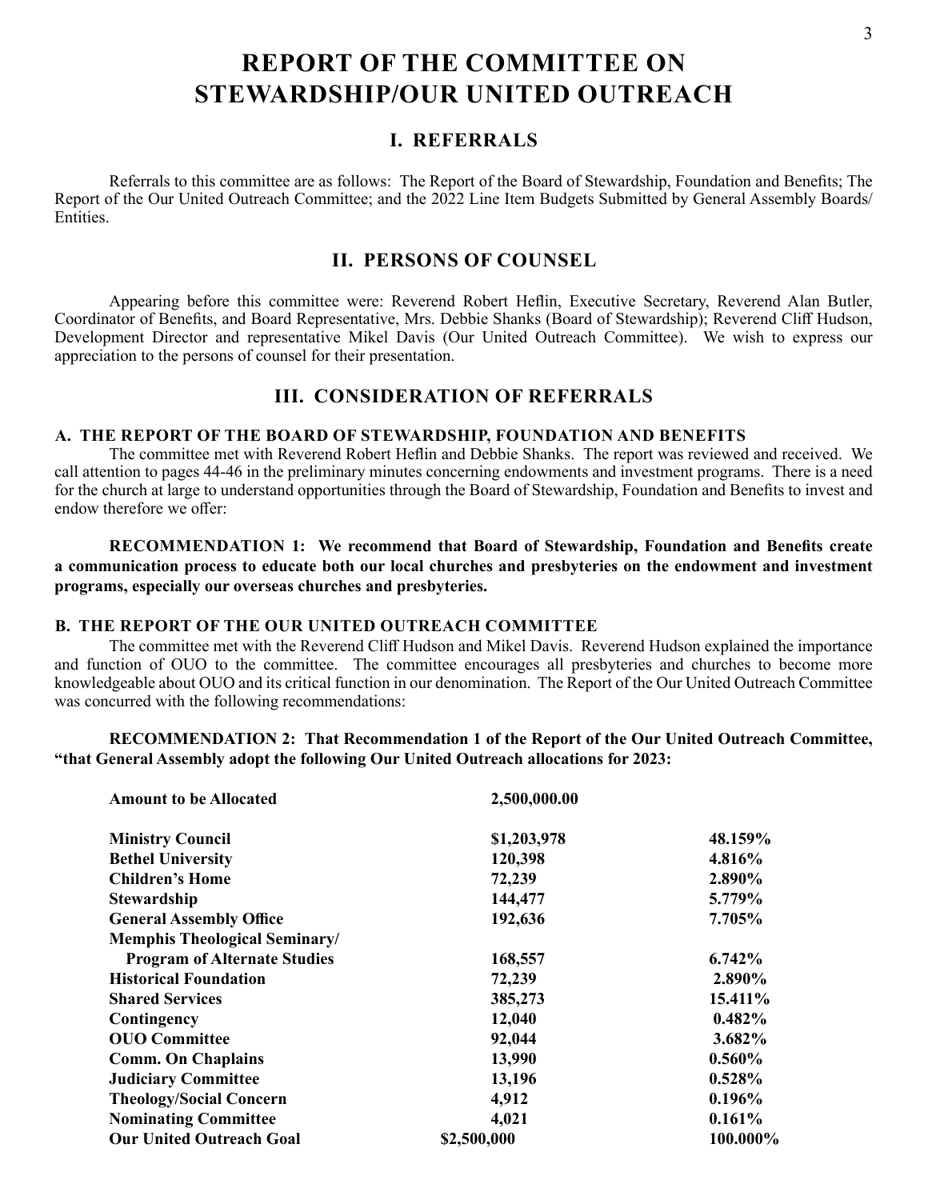# REPORT OF THE COMMITTEE ON STEWARDSHIP/OUR UNITED OUTREACH

## I. REFERRALS

Referrals to this committee are as follows: The Report of the Board of Stewardship, Foundation and Benefits; The Report of the Our United Outreach Committee; and the 2022 Line Item Budgets Submitted by General Assembly Boards/ Entities.

## II. PERSONS OF COUNSEL

Appearing before this committee were: Reverend Robert Heflin, Executive Secretary, Reverend Alan Butler, Coordinator of Benefits, and Board Representative, Mrs. Debbie Shanks (Board of Stewardship); Reverend Cliff Hudson, Development Director and representative Mikel Davis (Our United Outreach Committee). We wish to express our appreciation to the persons of counsel for their presentation.

## III. CONSIDERATION OF REFERRALS

### A. THE REPORT OF THE BOARD OF STEWARDSHIP, FOUNDATION AND BENEFITS

The committee met with Reverend Robert Heflin and Debbie Shanks. The report was reviewed and received. We call attention to pages 44-46 in the preliminary minutes concerning endowments and investment programs. There is a need for the church at large to understand opportunities through the Board of Stewardship, Foundation and Benefits to invest and endow therefore we offer:

**RECOMMENDATION 1: We recommend that Board of Stewardship, Foundation and Benefits create a communication process to educate both our local churches and presbyteries on the endowment and investment programs, especially our overseas churches and presbyteries.**

### B. THE REPORT OF THE OUR UNITED OUTREACH COMMITTEE

The committee met with the Reverend Cliff Hudson and Mikel Davis. Reverend Hudson explained the importance and function of OUO to the committee. The committee encourages all presbyteries and churches to become more knowledgeable about OUO and its critical function in our denomination. The Report of the Our United Outreach Committee was concurred with the following recommendations:

**RECOMMENDATION 2: That Recommendation 1 of the Report of the Our United Outreach Committee, "that General Assembly adopt the following Our United Outreach allocations for 2023:**

| | | |
|---|---|---|
| **Amount to be Allocated** | **2,500,000.00** | |
| **Ministry Council** | **$1,203,978** | **48.159%** |
| **Bethel University** | **120,398** | **4.816%** |
| **Children's Home** | **72,239** | **2.890%** |
| **Stewardship** | **144,477** | **5.779%** |
| **General Assembly Office** | **192,636** | **7.705%** |
| **Memphis Theological Seminary/ Program of Alternate Studies** | **168,557** | **6.742%** |
| **Historical Foundation** | **72,239** | **2.890%** |
| **Shared Services** | **385,273** | **15.411%** |
| **Contingency** | **12,040** | **0.482%** |
| **OUO Committee** | **92,044** | **3.682%** |
| **Comm. On Chaplains** | **13,990** | **0.560%** |
| **Judiciary Committee** | **13,196** | **0.528%** |
| **Theology/Social Concern** | **4,912** | **0.196%** |
| **Nominating Committee** | **4,021** | **0.161%** |
| **Our United Outreach Goal** | **$2,500,000** | **100.000%** |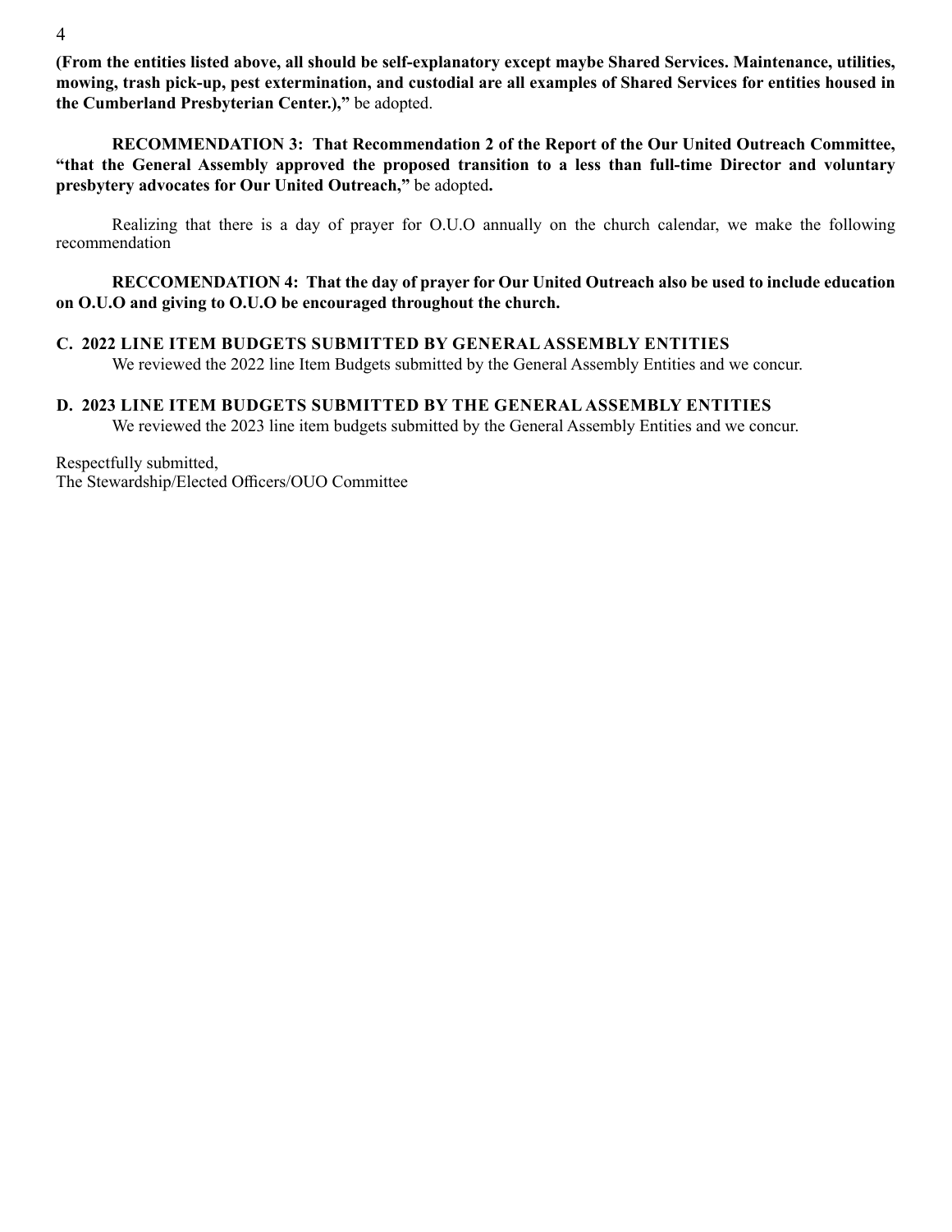**(From the entities listed above, all should be self-explanatory except maybe Shared Services. Maintenance, utilities, mowing, trash pick-up, pest extermination, and custodial are all examples of Shared Services for entities housed in the Cumberland Presbyterian Center.),"** be adopted.

**RECOMMENDATION 3: That Recommendation 2 of the Report of the Our United Outreach Committee, "that the General Assembly approved the proposed transition to a less than full-time Director and voluntary presbytery advocates for Our United Outreach,"** be adopted**.**

Realizing that there is a day of prayer for O.U.O annually on the church calendar, we make the following recommendation

**RECCOMENDATION 4: That the day of prayer for Our United Outreach also be used to include education on O.U.O and giving to O.U.O be encouraged throughout the church.**

## C. 2022 LINE ITEM BUDGETS SUBMITTED BY GENERAL ASSEMBLY ENTITIES

We reviewed the 2022 line Item Budgets submitted by the General Assembly Entities and we concur.

## D. 2023 LINE ITEM BUDGETS SUBMITTED BY THE GENERAL ASSEMBLY ENTITIES

We reviewed the 2023 line item budgets submitted by the General Assembly Entities and we concur.

Respectfully submitted,
The Stewardship/Elected Officers/OUO Committee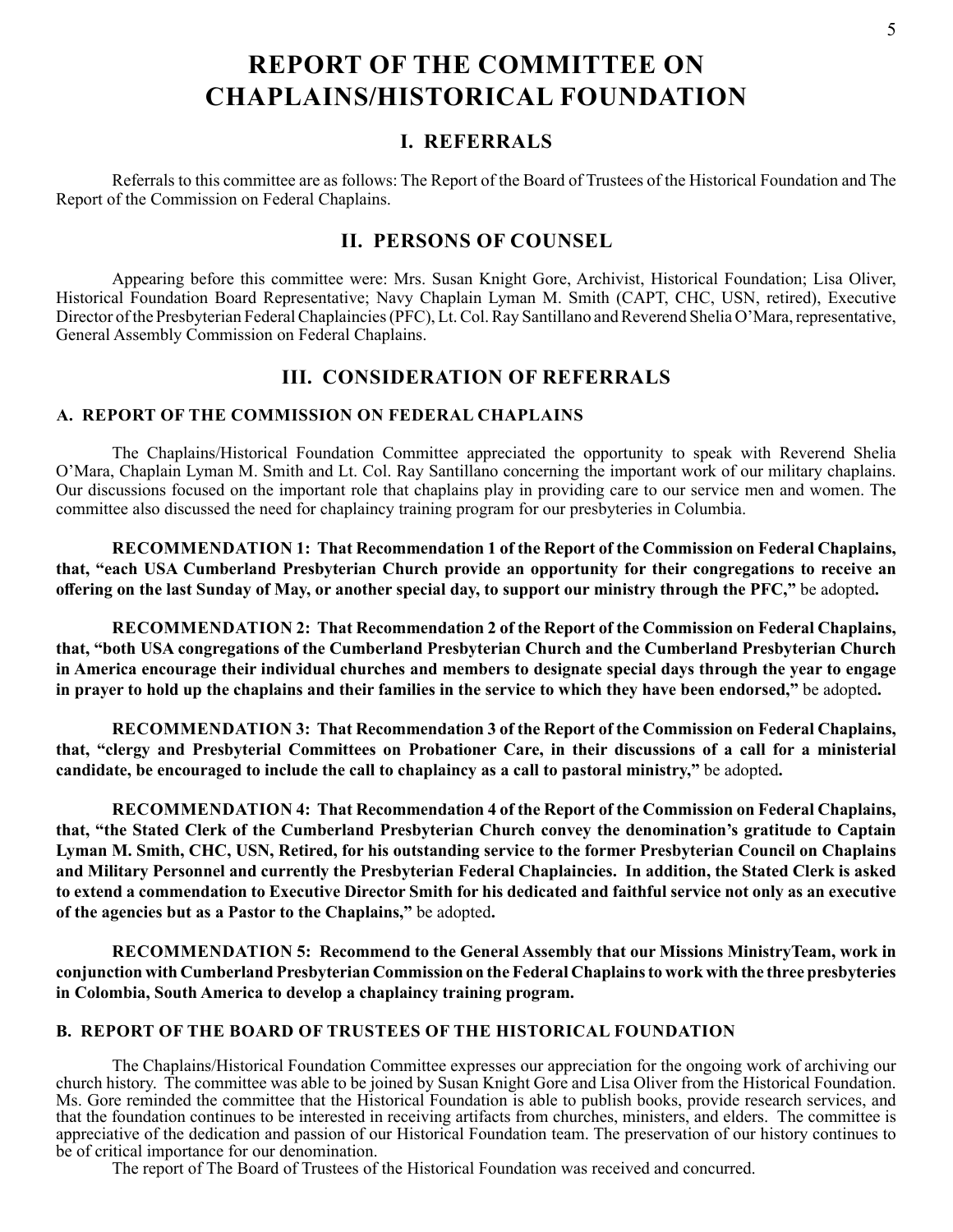# REPORT OF THE COMMITTEE ON CHAPLAINS/HISTORICAL FOUNDATION

## I. REFERRALS

Referrals to this committee are as follows: The Report of the Board of Trustees of the Historical Foundation and The Report of the Commission on Federal Chaplains.

## II. PERSONS OF COUNSEL

Appearing before this committee were: Mrs. Susan Knight Gore, Archivist, Historical Foundation; Lisa Oliver, Historical Foundation Board Representative; Navy Chaplain Lyman M. Smith (CAPT, CHC, USN, retired), Executive Director of the Presbyterian Federal Chaplaincies (PFC), Lt. Col. Ray Santillano and Reverend Shelia O'Mara, representative, General Assembly Commission on Federal Chaplains.

## III. CONSIDERATION OF REFERRALS

### A. REPORT OF THE COMMISSION ON FEDERAL CHAPLAINS

The Chaplains/Historical Foundation Committee appreciated the opportunity to speak with Reverend Shelia O'Mara, Chaplain Lyman M. Smith and Lt. Col. Ray Santillano concerning the important work of our military chaplains. Our discussions focused on the important role that chaplains play in providing care to our service men and women. The committee also discussed the need for chaplaincy training program for our presbyteries in Columbia.

**RECOMMENDATION 1: That Recommendation 1 of the Report of the Commission on Federal Chaplains, that, "each USA Cumberland Presbyterian Church provide an opportunity for their congregations to receive an offering on the last Sunday of May, or another special day, to support our ministry through the PFC,"** be adopted**.**

**RECOMMENDATION 2: That Recommendation 2 of the Report of the Commission on Federal Chaplains, that, "both USA congregations of the Cumberland Presbyterian Church and the Cumberland Presbyterian Church in America encourage their individual churches and members to designate special days through the year to engage in prayer to hold up the chaplains and their families in the service to which they have been endorsed,"** be adopted**.**

**RECOMMENDATION 3: That Recommendation 3 of the Report of the Commission on Federal Chaplains, that, "clergy and Presbyterial Committees on Probationer Care, in their discussions of a call for a ministerial candidate, be encouraged to include the call to chaplaincy as a call to pastoral ministry,"** be adopted**.**

**RECOMMENDATION 4: That Recommendation 4 of the Report of the Commission on Federal Chaplains, that, "the Stated Clerk of the Cumberland Presbyterian Church convey the denomination's gratitude to Captain Lyman M. Smith, CHC, USN, Retired, for his outstanding service to the former Presbyterian Council on Chaplains and Military Personnel and currently the Presbyterian Federal Chaplaincies. In addition, the Stated Clerk is asked to extend a commendation to Executive Director Smith for his dedicated and faithful service not only as an executive of the agencies but as a Pastor to the Chaplains,"** be adopted**.**

**RECOMMENDATION 5: Recommend to the General Assembly that our Missions MinistryTeam, work in conjunction with Cumberland Presbyterian Commission on the Federal Chaplains to work with the three presbyteries in Colombia, South America to develop a chaplaincy training program.**

### B. REPORT OF THE BOARD OF TRUSTEES OF THE HISTORICAL FOUNDATION

The Chaplains/Historical Foundation Committee expresses our appreciation for the ongoing work of archiving our church history. The committee was able to be joined by Susan Knight Gore and Lisa Oliver from the Historical Foundation. Ms. Gore reminded the committee that the Historical Foundation is able to publish books, provide research services, and that the foundation continues to be interested in receiving artifacts from churches, ministers, and elders. The committee is appreciative of the dedication and passion of our Historical Foundation team. The preservation of our history continues to be of critical importance for our denomination.

The report of The Board of Trustees of the Historical Foundation was received and concurred.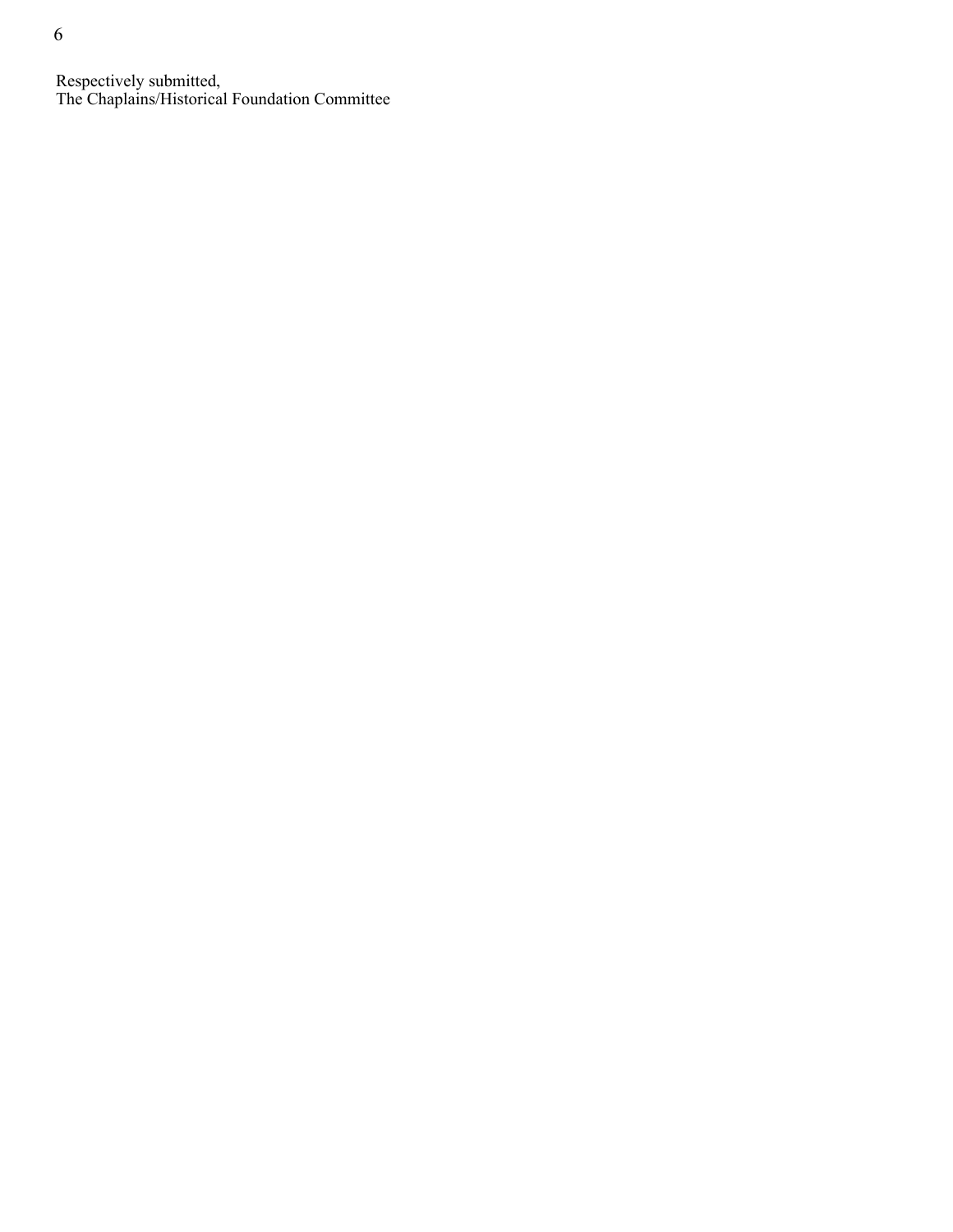Respectively submitted,
The Chaplains/Historical Foundation Committee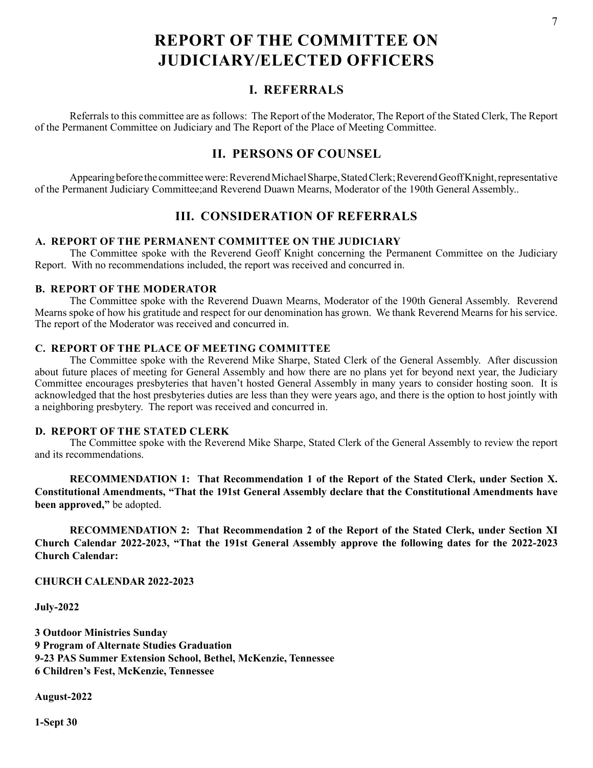# REPORT OF THE COMMITTEE ON JUDICIARY/ELECTED OFFICERS

## I. REFERRALS

Referrals to this committee are as follows: The Report of the Moderator, The Report of the Stated Clerk, The Report of the Permanent Committee on Judiciary and The Report of the Place of Meeting Committee.

## II. PERSONS OF COUNSEL

Appearing before the committee were: Reverend Michael Sharpe, Stated Clerk; Reverend Geoff Knight, representative of the Permanent Judiciary Committee;and Reverend Duawn Mearns, Moderator of the 190th General Assembly..

## III. CONSIDERATION OF REFERRALS

### A. REPORT OF THE PERMANENT COMMITTEE ON THE JUDICIARY

The Committee spoke with the Reverend Geoff Knight concerning the Permanent Committee on the Judiciary Report. With no recommendations included, the report was received and concurred in.

### B. REPORT OF THE MODERATOR

The Committee spoke with the Reverend Duawn Mearns, Moderator of the 190th General Assembly. Reverend Mearns spoke of how his gratitude and respect for our denomination has grown. We thank Reverend Mearns for his service. The report of the Moderator was received and concurred in.

### C. REPORT OF THE PLACE OF MEETING COMMITTEE

The Committee spoke with the Reverend Mike Sharpe, Stated Clerk of the General Assembly. After discussion about future places of meeting for General Assembly and how there are no plans yet for beyond next year, the Judiciary Committee encourages presbyteries that haven't hosted General Assembly in many years to consider hosting soon. It is acknowledged that the host presbyteries duties are less than they were years ago, and there is the option to host jointly with a neighboring presbytery. The report was received and concurred in.

### D. REPORT OF THE STATED CLERK

The Committee spoke with the Reverend Mike Sharpe, Stated Clerk of the General Assembly to review the report and its recommendations.

**RECOMMENDATION 1: That Recommendation 1 of the Report of the Stated Clerk, under Section X. Constitutional Amendments, "That the 191st General Assembly declare that the Constitutional Amendments have been approved,"** be adopted.

**RECOMMENDATION 2: That Recommendation 2 of the Report of the Stated Clerk, under Section XI Church Calendar 2022-2023, "That the 191st General Assembly approve the following dates for the 2022-2023 Church Calendar:**

**CHURCH CALENDAR 2022-2023**

**July-2022**

**3 Outdoor Ministries Sunday**
**9 Program of Alternate Studies Graduation**
**9-23 PAS Summer Extension School, Bethel, McKenzie, Tennessee**
**6 Children's Fest, McKenzie, Tennessee**

**August-2022**

**1-Sept 30**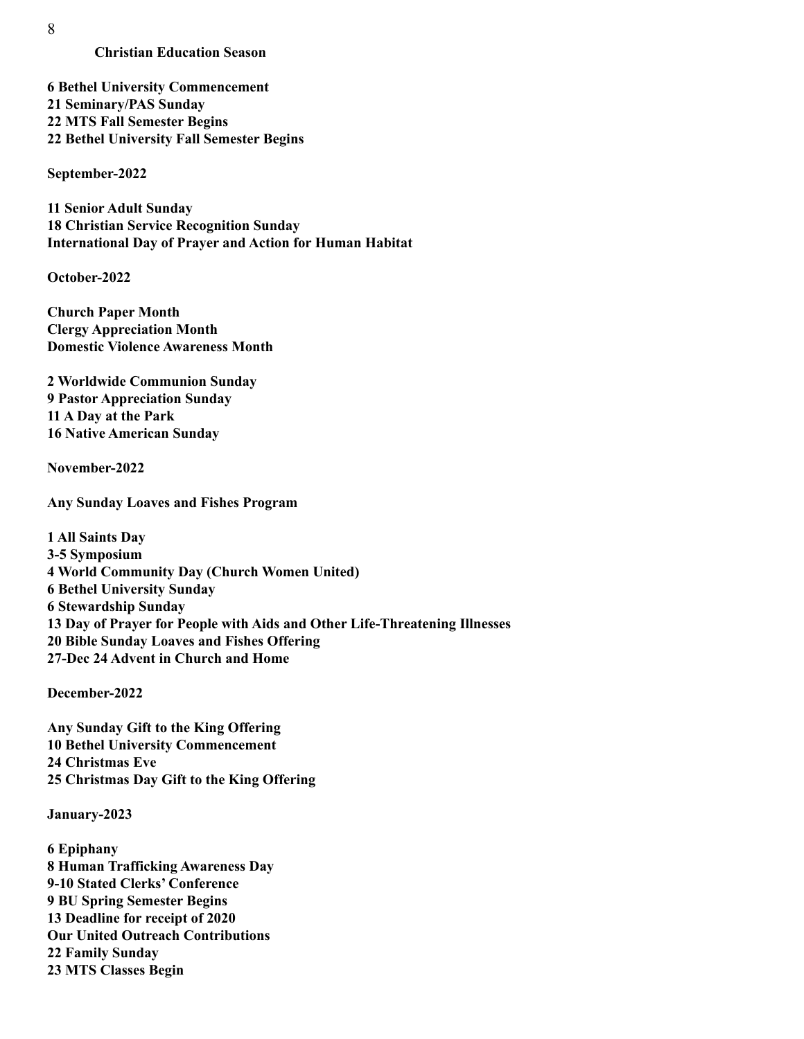**Christian Education Season**

**6 Bethel University Commencement**
**21 Seminary/PAS Sunday**
**22 MTS Fall Semester Begins**
**22 Bethel University Fall Semester Begins**

**September-2022**

**11 Senior Adult Sunday**
**18 Christian Service Recognition Sunday**
**International Day of Prayer and Action for Human Habitat**

**October-2022**

**Church Paper Month**
**Clergy Appreciation Month**
**Domestic Violence Awareness Month**

**2 Worldwide Communion Sunday**
**9 Pastor Appreciation Sunday**
**11 A Day at the Park**
**16 Native American Sunday**

**November-2022**

**Any Sunday Loaves and Fishes Program**

**1 All Saints Day**
**3-5 Symposium**
**4 World Community Day (Church Women United)**
**6 Bethel University Sunday**
**6 Stewardship Sunday**
**13 Day of Prayer for People with Aids and Other Life-Threatening Illnesses**
**20 Bible Sunday Loaves and Fishes Offering**
**27-Dec 24 Advent in Church and Home**

**December-2022**

**Any Sunday Gift to the King Offering**
**10 Bethel University Commencement**
**24 Christmas Eve**
**25 Christmas Day Gift to the King Offering**

**January-2023**

**6 Epiphany**
**8 Human Trafficking Awareness Day**
**9-10 Stated Clerks' Conference**
**9 BU Spring Semester Begins**
**13 Deadline for receipt of 2020**
**Our United Outreach Contributions**
**22 Family Sunday**
**23 MTS Classes Begin**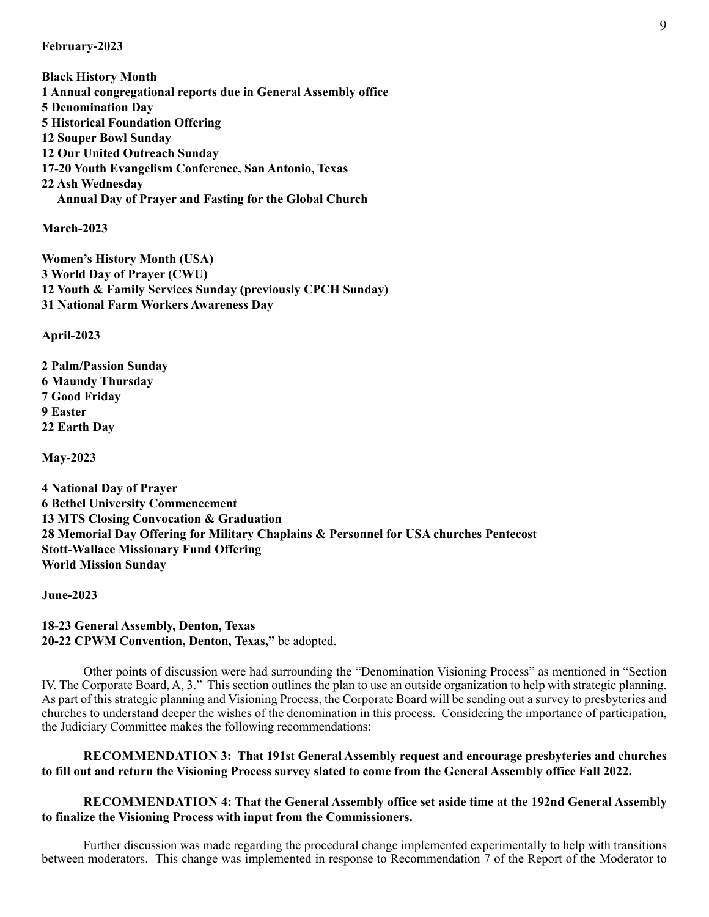**February-2023**

**Black History Month**
**1 Annual congregational reports due in General Assembly office**
**5 Denomination Day**
**5 Historical Foundation Offering**
**12 Souper Bowl Sunday**
**12 Our United Outreach Sunday**
**17-20 Youth Evangelism Conference, San Antonio, Texas**
**22 Ash Wednesday**
**Annual Day of Prayer and Fasting for the Global Church**

**March-2023**

**Women's History Month (USA)**
**3 World Day of Prayer (CWU)**
**12 Youth & Family Services Sunday (previously CPCH Sunday)**
**31 National Farm Workers Awareness Day**

**April-2023**

**2 Palm/Passion Sunday**
**6 Maundy Thursday**
**7 Good Friday**
**9 Easter**
**22 Earth Day**

**May-2023**

**4 National Day of Prayer**
**6 Bethel University Commencement**
**13 MTS Closing Convocation & Graduation**
**28 Memorial Day Offering for Military Chaplains & Personnel for USA churches Pentecost**
**Stott-Wallace Missionary Fund Offering**
**World Mission Sunday**

**June-2023**

**18-23 General Assembly, Denton, Texas**
**20-22 CPWM Convention, Denton, Texas,"** be adopted.

Other points of discussion were had surrounding the "Denomination Visioning Process" as mentioned in "Section IV. The Corporate Board, A, 3." This section outlines the plan to use an outside organization to help with strategic planning. As part of this strategic planning and Visioning Process, the Corporate Board will be sending out a survey to presbyteries and churches to understand deeper the wishes of the denomination in this process. Considering the importance of participation, the Judiciary Committee makes the following recommendations:

**RECOMMENDATION 3: That 191st General Assembly request and encourage presbyteries and churches to fill out and return the Visioning Process survey slated to come from the General Assembly office Fall 2022.**

**RECOMMENDATION 4: That the General Assembly office set aside time at the 192nd General Assembly to finalize the Visioning Process with input from the Commissioners.**

Further discussion was made regarding the procedural change implemented experimentally to help with transitions between moderators. This change was implemented in response to Recommendation 7 of the Report of the Moderator to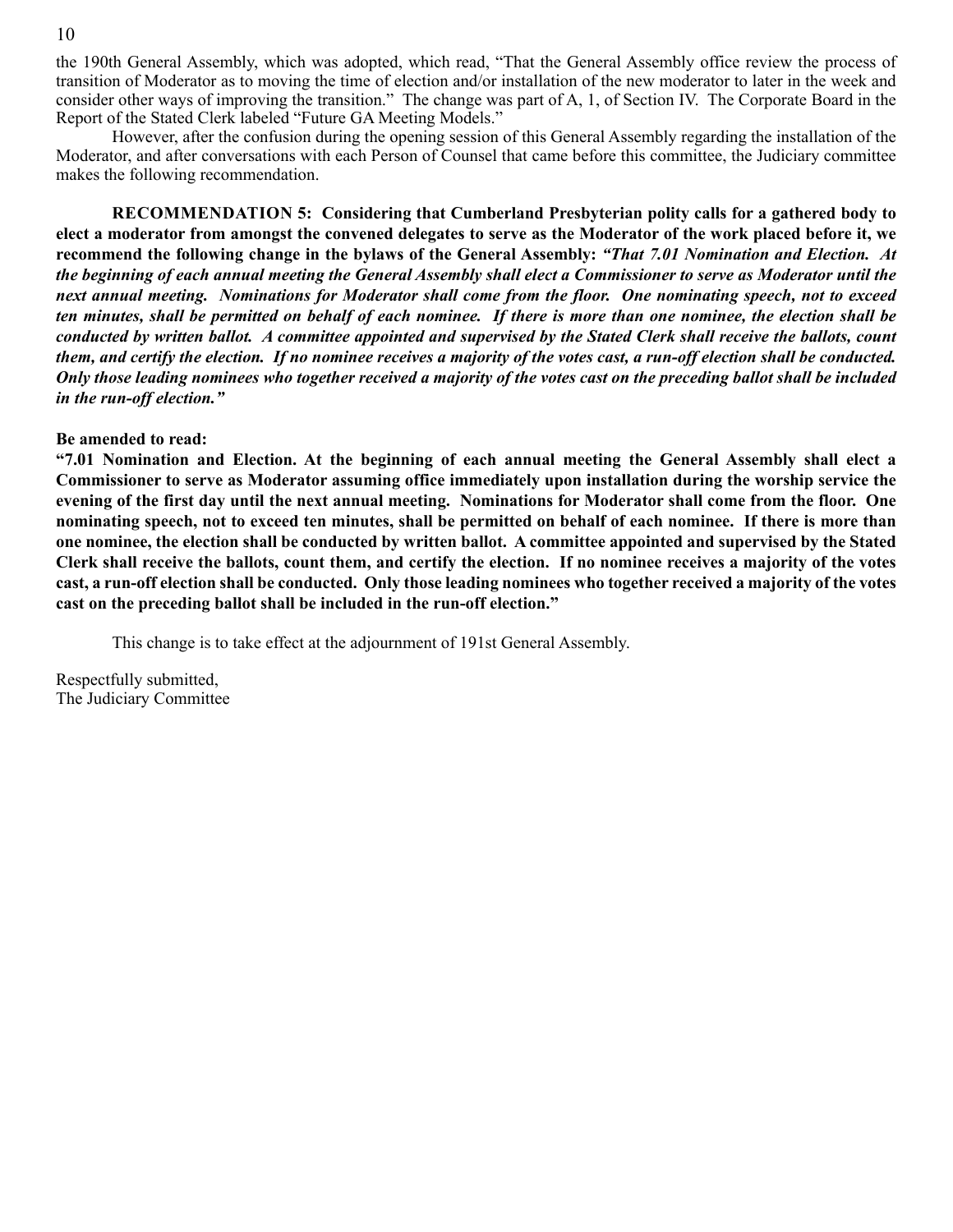the 190th General Assembly, which was adopted, which read, "That the General Assembly office review the process of transition of Moderator as to moving the time of election and/or installation of the new moderator to later in the week and consider other ways of improving the transition." The change was part of A, 1, of Section IV. The Corporate Board in the Report of the Stated Clerk labeled "Future GA Meeting Models."

However, after the confusion during the opening session of this General Assembly regarding the installation of the Moderator, and after conversations with each Person of Counsel that came before this committee, the Judiciary committee makes the following recommendation.

**RECOMMENDATION 5: Considering that Cumberland Presbyterian polity calls for a gathered body to elect a moderator from amongst the convened delegates to serve as the Moderator of the work placed before it, we recommend the following change in the bylaws of the General Assembly:** ***"That 7.01 Nomination and Election. At the beginning of each annual meeting the General Assembly shall elect a Commissioner to serve as Moderator until the next annual meeting. Nominations for Moderator shall come from the floor. One nominating speech, not to exceed ten minutes, shall be permitted on behalf of each nominee. If there is more than one nominee, the election shall be conducted by written ballot. A committee appointed and supervised by the Stated Clerk shall receive the ballots, count them, and certify the election. If no nominee receives a majority of the votes cast, a run-off election shall be conducted. Only those leading nominees who together received a majority of the votes cast on the preceding ballot shall be included in the run-off election."***

**Be amended to read:**

**"7.01 Nomination and Election. At the beginning of each annual meeting the General Assembly shall elect a Commissioner to serve as Moderator assuming office immediately upon installation during the worship service the evening of the first day until the next annual meeting. Nominations for Moderator shall come from the floor. One nominating speech, not to exceed ten minutes, shall be permitted on behalf of each nominee. If there is more than one nominee, the election shall be conducted by written ballot. A committee appointed and supervised by the Stated Clerk shall receive the ballots, count them, and certify the election. If no nominee receives a majority of the votes cast, a run-off election shall be conducted. Only those leading nominees who together received a majority of the votes cast on the preceding ballot shall be included in the run-off election."**

This change is to take effect at the adjournment of 191st General Assembly.

Respectfully submitted,
The Judiciary Committee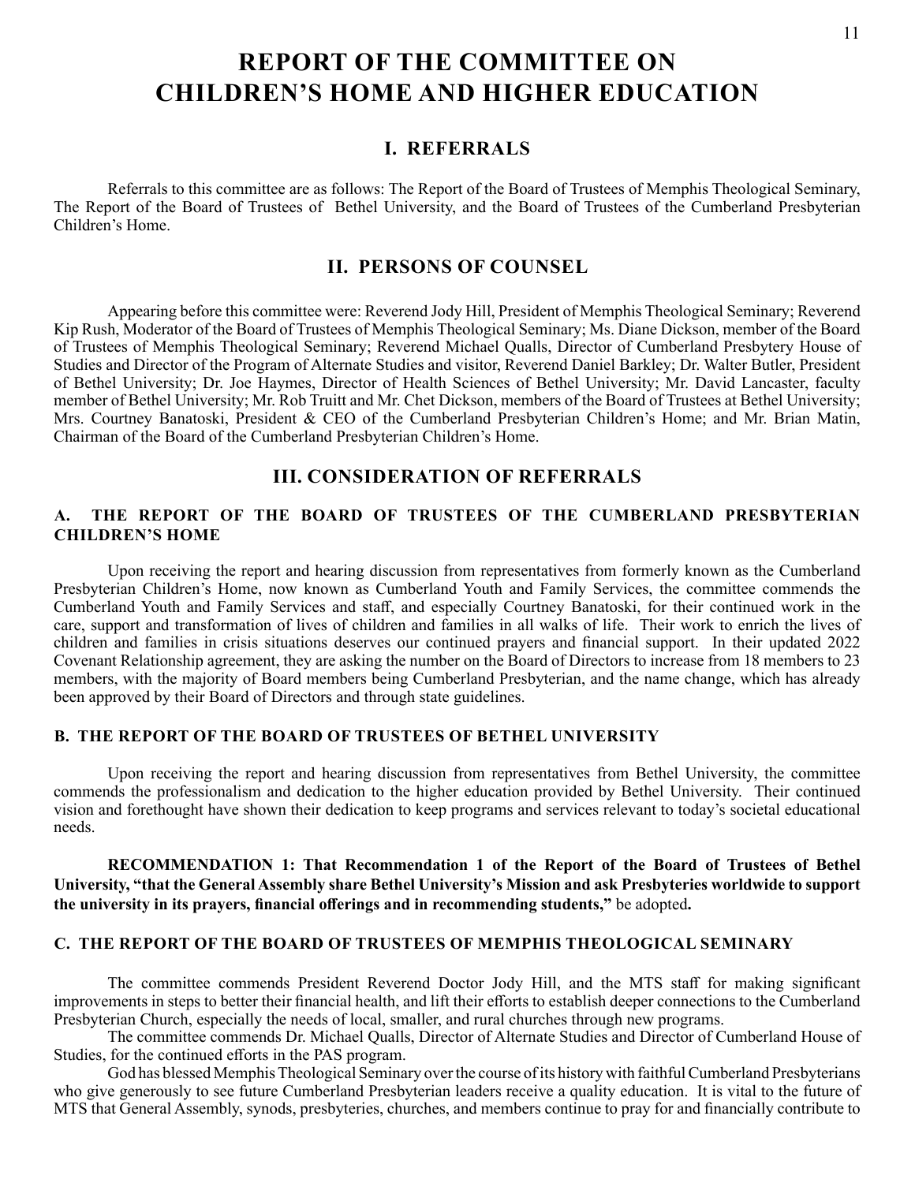# REPORT OF THE COMMITTEE ON CHILDREN'S HOME AND HIGHER EDUCATION

## I. REFERRALS

Referrals to this committee are as follows: The Report of the Board of Trustees of Memphis Theological Seminary, The Report of the Board of Trustees of Bethel University, and the Board of Trustees of the Cumberland Presbyterian Children's Home.

## II. PERSONS OF COUNSEL

Appearing before this committee were: Reverend Jody Hill, President of Memphis Theological Seminary; Reverend Kip Rush, Moderator of the Board of Trustees of Memphis Theological Seminary; Ms. Diane Dickson, member of the Board of Trustees of Memphis Theological Seminary; Reverend Michael Qualls, Director of Cumberland Presbytery House of Studies and Director of the Program of Alternate Studies and visitor, Reverend Daniel Barkley; Dr. Walter Butler, President of Bethel University; Dr. Joe Haymes, Director of Health Sciences of Bethel University; Mr. David Lancaster, faculty member of Bethel University; Mr. Rob Truitt and Mr. Chet Dickson, members of the Board of Trustees at Bethel University; Mrs. Courtney Banatoski, President & CEO of the Cumberland Presbyterian Children's Home; and Mr. Brian Matin, Chairman of the Board of the Cumberland Presbyterian Children's Home.

## III. CONSIDERATION OF REFERRALS

### A. THE REPORT OF THE BOARD OF TRUSTEES OF THE CUMBERLAND PRESBYTERIAN CHILDREN'S HOME

Upon receiving the report and hearing discussion from representatives from formerly known as the Cumberland Presbyterian Children's Home, now known as Cumberland Youth and Family Services, the committee commends the Cumberland Youth and Family Services and staff, and especially Courtney Banatoski, for their continued work in the care, support and transformation of lives of children and families in all walks of life. Their work to enrich the lives of children and families in crisis situations deserves our continued prayers and financial support. In their updated 2022 Covenant Relationship agreement, they are asking the number on the Board of Directors to increase from 18 members to 23 members, with the majority of Board members being Cumberland Presbyterian, and the name change, which has already been approved by their Board of Directors and through state guidelines.

### B. THE REPORT OF THE BOARD OF TRUSTEES OF BETHEL UNIVERSITY

Upon receiving the report and hearing discussion from representatives from Bethel University, the committee commends the professionalism and dedication to the higher education provided by Bethel University. Their continued vision and forethought have shown their dedication to keep programs and services relevant to today's societal educational needs.

**RECOMMENDATION 1: That Recommendation 1 of the Report of the Board of Trustees of Bethel University, "that the General Assembly share Bethel University's Mission and ask Presbyteries worldwide to support the university in its prayers, financial offerings and in recommending students,"** be adopted**.**

### C. THE REPORT OF THE BOARD OF TRUSTEES OF MEMPHIS THEOLOGICAL SEMINARY

The committee commends President Reverend Doctor Jody Hill, and the MTS staff for making significant improvements in steps to better their financial health, and lift their efforts to establish deeper connections to the Cumberland Presbyterian Church, especially the needs of local, smaller, and rural churches through new programs.

The committee commends Dr. Michael Qualls, Director of Alternate Studies and Director of Cumberland House of Studies, for the continued efforts in the PAS program.

God has blessed Memphis Theological Seminary over the course of its history with faithful Cumberland Presbyterians who give generously to see future Cumberland Presbyterian leaders receive a quality education. It is vital to the future of MTS that General Assembly, synods, presbyteries, churches, and members continue to pray for and financially contribute to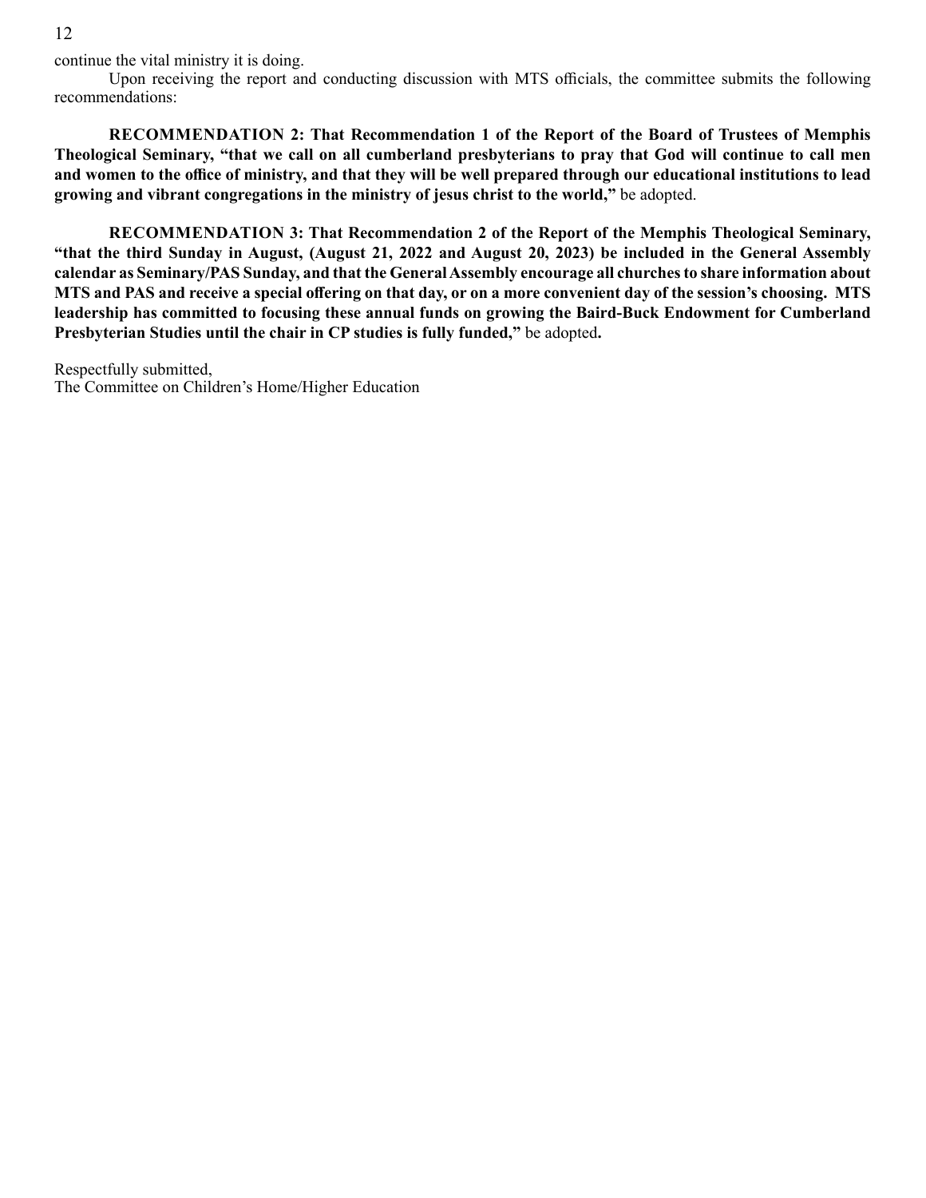continue the vital ministry it is doing.

Upon receiving the report and conducting discussion with MTS officials, the committee submits the following recommendations:

**RECOMMENDATION 2: That Recommendation 1 of the Report of the Board of Trustees of Memphis Theological Seminary, "that we call on all cumberland presbyterians to pray that God will continue to call men and women to the office of ministry, and that they will be well prepared through our educational institutions to lead growing and vibrant congregations in the ministry of jesus christ to the world,"** be adopted.

**RECOMMENDATION 3: That Recommendation 2 of the Report of the Memphis Theological Seminary, "that the third Sunday in August, (August 21, 2022 and August 20, 2023) be included in the General Assembly calendar as Seminary/PAS Sunday, and that the General Assembly encourage all churches to share information about MTS and PAS and receive a special offering on that day, or on a more convenient day of the session's choosing. MTS leadership has committed to focusing these annual funds on growing the Baird-Buck Endowment for Cumberland Presbyterian Studies until the chair in CP studies is fully funded,"** be adopted**.**

Respectfully submitted,
The Committee on Children's Home/Higher Education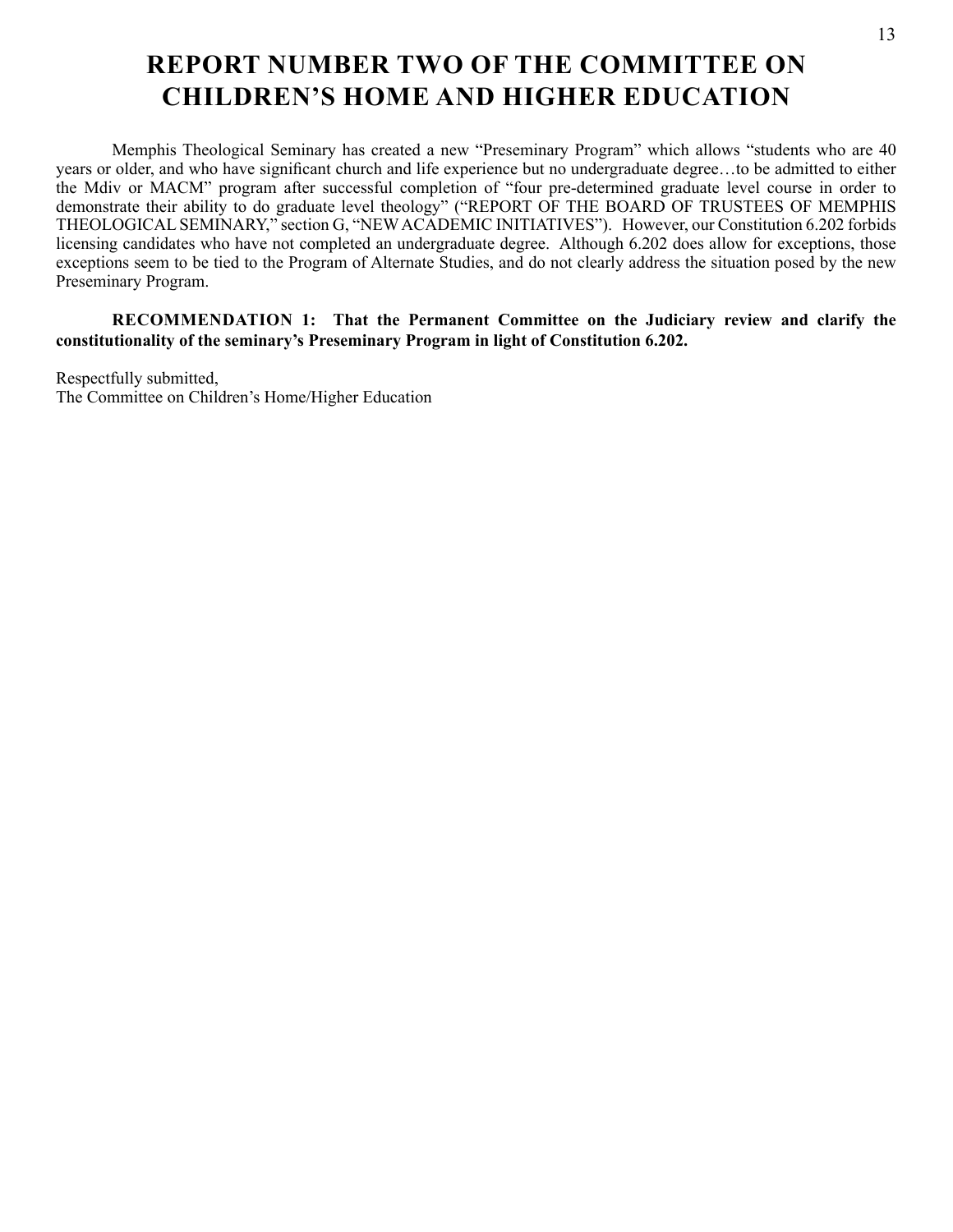# REPORT NUMBER TWO OF THE COMMITTEE ON CHILDREN'S HOME AND HIGHER EDUCATION

Memphis Theological Seminary has created a new "Preseminary Program" which allows "students who are 40 years or older, and who have significant church and life experience but no undergraduate degree…to be admitted to either the Mdiv or MACM" program after successful completion of "four pre-determined graduate level course in order to demonstrate their ability to do graduate level theology" ("REPORT OF THE BOARD OF TRUSTEES OF MEMPHIS THEOLOGICAL SEMINARY," section G, "NEW ACADEMIC INITIATIVES"). However, our Constitution 6.202 forbids licensing candidates who have not completed an undergraduate degree. Although 6.202 does allow for exceptions, those exceptions seem to be tied to the Program of Alternate Studies, and do not clearly address the situation posed by the new Preseminary Program.

**RECOMMENDATION 1: That the Permanent Committee on the Judiciary review and clarify the constitutionality of the seminary's Preseminary Program in light of Constitution 6.202.**

Respectfully submitted,
The Committee on Children's Home/Higher Education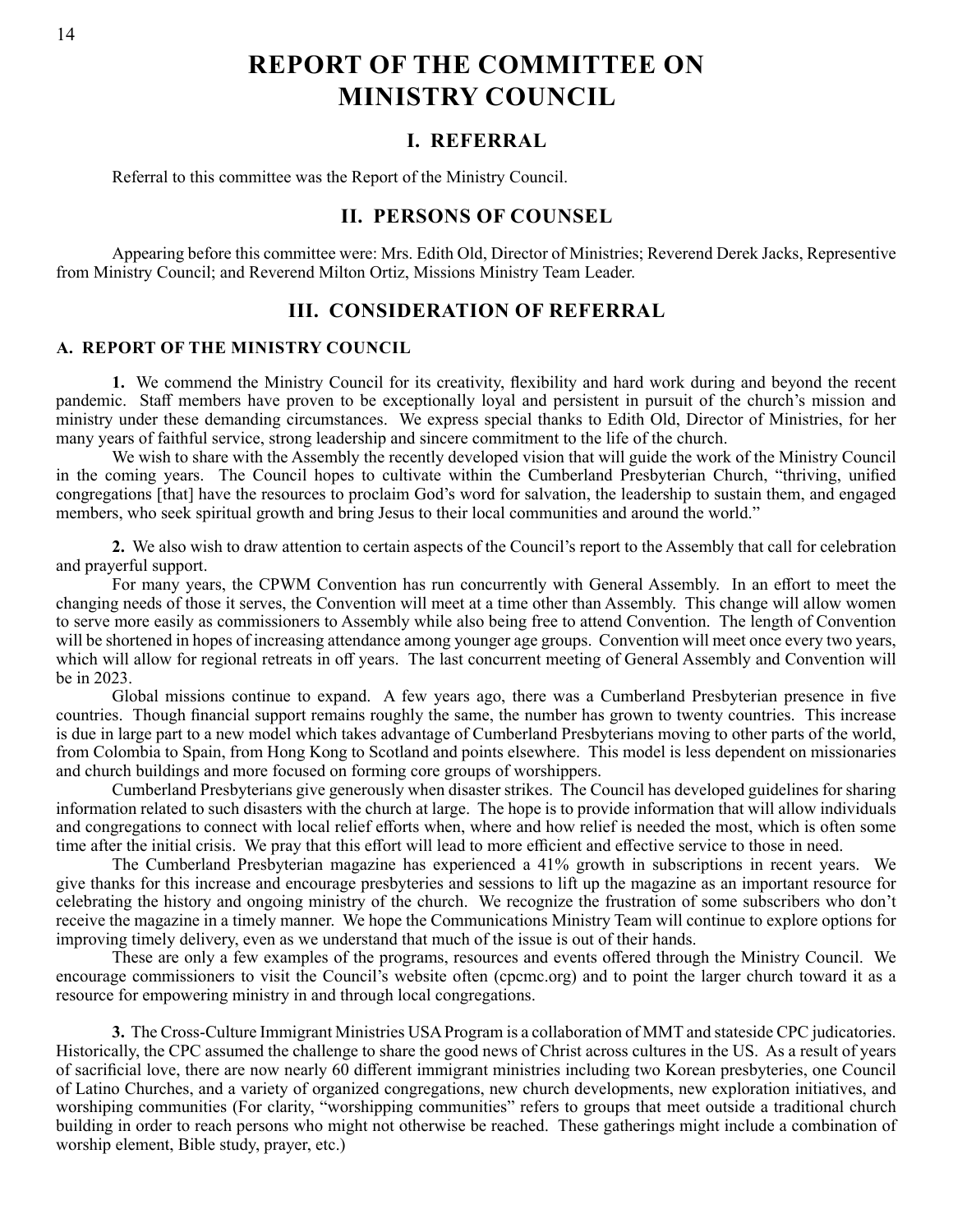# REPORT OF THE COMMITTEE ON MINISTRY COUNCIL

## I. REFERRAL

Referral to this committee was the Report of the Ministry Council.

## II. PERSONS OF COUNSEL

Appearing before this committee were: Mrs. Edith Old, Director of Ministries; Reverend Derek Jacks, Representive from Ministry Council; and Reverend Milton Ortiz, Missions Ministry Team Leader.

## III. CONSIDERATION OF REFERRAL

### A. REPORT OF THE MINISTRY COUNCIL

**1.** We commend the Ministry Council for its creativity, flexibility and hard work during and beyond the recent pandemic. Staff members have proven to be exceptionally loyal and persistent in pursuit of the church's mission and ministry under these demanding circumstances. We express special thanks to Edith Old, Director of Ministries, for her many years of faithful service, strong leadership and sincere commitment to the life of the church.

We wish to share with the Assembly the recently developed vision that will guide the work of the Ministry Council in the coming years. The Council hopes to cultivate within the Cumberland Presbyterian Church, "thriving, unified congregations [that] have the resources to proclaim God's word for salvation, the leadership to sustain them, and engaged members, who seek spiritual growth and bring Jesus to their local communities and around the world."

**2.** We also wish to draw attention to certain aspects of the Council's report to the Assembly that call for celebration and prayerful support.

For many years, the CPWM Convention has run concurrently with General Assembly. In an effort to meet the changing needs of those it serves, the Convention will meet at a time other than Assembly. This change will allow women to serve more easily as commissioners to Assembly while also being free to attend Convention. The length of Convention will be shortened in hopes of increasing attendance among younger age groups. Convention will meet once every two years, which will allow for regional retreats in off years. The last concurrent meeting of General Assembly and Convention will be in 2023.

Global missions continue to expand. A few years ago, there was a Cumberland Presbyterian presence in five countries. Though financial support remains roughly the same, the number has grown to twenty countries. This increase is due in large part to a new model which takes advantage of Cumberland Presbyterians moving to other parts of the world, from Colombia to Spain, from Hong Kong to Scotland and points elsewhere. This model is less dependent on missionaries and church buildings and more focused on forming core groups of worshippers.

Cumberland Presbyterians give generously when disaster strikes. The Council has developed guidelines for sharing information related to such disasters with the church at large. The hope is to provide information that will allow individuals and congregations to connect with local relief efforts when, where and how relief is needed the most, which is often some time after the initial crisis. We pray that this effort will lead to more efficient and effective service to those in need.

The Cumberland Presbyterian magazine has experienced a 41% growth in subscriptions in recent years. We give thanks for this increase and encourage presbyteries and sessions to lift up the magazine as an important resource for celebrating the history and ongoing ministry of the church. We recognize the frustration of some subscribers who don't receive the magazine in a timely manner. We hope the Communications Ministry Team will continue to explore options for improving timely delivery, even as we understand that much of the issue is out of their hands.

These are only a few examples of the programs, resources and events offered through the Ministry Council. We encourage commissioners to visit the Council's website often (cpcmc.org) and to point the larger church toward it as a resource for empowering ministry in and through local congregations.

**3.** The Cross-Culture Immigrant Ministries USA Program is a collaboration of MMT and stateside CPC judicatories. Historically, the CPC assumed the challenge to share the good news of Christ across cultures in the US. As a result of years of sacrificial love, there are now nearly 60 different immigrant ministries including two Korean presbyteries, one Council of Latino Churches, and a variety of organized congregations, new church developments, new exploration initiatives, and worshiping communities (For clarity, "worshipping communities" refers to groups that meet outside a traditional church building in order to reach persons who might not otherwise be reached. These gatherings might include a combination of worship element, Bible study, prayer, etc.)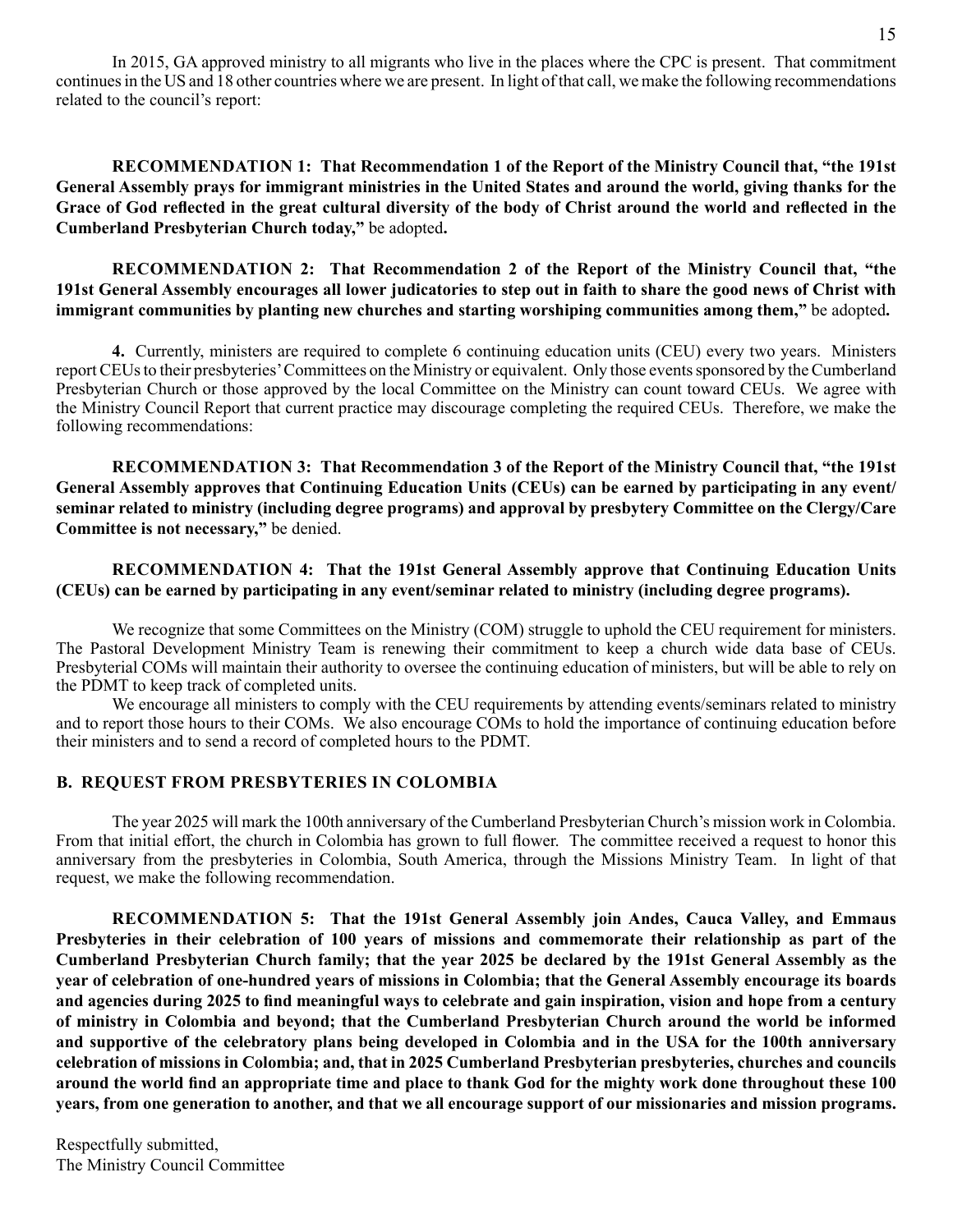In 2015, GA approved ministry to all migrants who live in the places where the CPC is present. That commitment continues in the US and 18 other countries where we are present. In light of that call, we make the following recommendations related to the council's report:

**RECOMMENDATION 1: That Recommendation 1 of the Report of the Ministry Council that, "the 191st General Assembly prays for immigrant ministries in the United States and around the world, giving thanks for the Grace of God reflected in the great cultural diversity of the body of Christ around the world and reflected in the Cumberland Presbyterian Church today,"** be adopted**.**

**RECOMMENDATION 2: That Recommendation 2 of the Report of the Ministry Council that, "the 191st General Assembly encourages all lower judicatories to step out in faith to share the good news of Christ with immigrant communities by planting new churches and starting worshiping communities among them,"** be adopted**.**

**4.** Currently, ministers are required to complete 6 continuing education units (CEU) every two years. Ministers report CEUs to their presbyteries' Committees on the Ministry or equivalent. Only those events sponsored by the Cumberland Presbyterian Church or those approved by the local Committee on the Ministry can count toward CEUs. We agree with the Ministry Council Report that current practice may discourage completing the required CEUs. Therefore, we make the following recommendations:

**RECOMMENDATION 3: That Recommendation 3 of the Report of the Ministry Council that, "the 191st General Assembly approves that Continuing Education Units (CEUs) can be earned by participating in any event/ seminar related to ministry (including degree programs) and approval by presbytery Committee on the Clergy/Care Committee is not necessary,"** be denied.

**RECOMMENDATION 4: That the 191st General Assembly approve that Continuing Education Units (CEUs) can be earned by participating in any event/seminar related to ministry (including degree programs).**

We recognize that some Committees on the Ministry (COM) struggle to uphold the CEU requirement for ministers. The Pastoral Development Ministry Team is renewing their commitment to keep a church wide data base of CEUs. Presbyterial COMs will maintain their authority to oversee the continuing education of ministers, but will be able to rely on the PDMT to keep track of completed units.

We encourage all ministers to comply with the CEU requirements by attending events/seminars related to ministry and to report those hours to their COMs. We also encourage COMs to hold the importance of continuing education before their ministers and to send a record of completed hours to the PDMT.

### B. REQUEST FROM PRESBYTERIES IN COLOMBIA

The year 2025 will mark the 100th anniversary of the Cumberland Presbyterian Church's mission work in Colombia. From that initial effort, the church in Colombia has grown to full flower. The committee received a request to honor this anniversary from the presbyteries in Colombia, South America, through the Missions Ministry Team. In light of that request, we make the following recommendation.

**RECOMMENDATION 5: That the 191st General Assembly join Andes, Cauca Valley, and Emmaus Presbyteries in their celebration of 100 years of missions and commemorate their relationship as part of the Cumberland Presbyterian Church family; that the year 2025 be declared by the 191st General Assembly as the year of celebration of one-hundred years of missions in Colombia; that the General Assembly encourage its boards and agencies during 2025 to find meaningful ways to celebrate and gain inspiration, vision and hope from a century of ministry in Colombia and beyond; that the Cumberland Presbyterian Church around the world be informed and supportive of the celebratory plans being developed in Colombia and in the USA for the 100th anniversary celebration of missions in Colombia; and, that in 2025 Cumberland Presbyterian presbyteries, churches and councils around the world find an appropriate time and place to thank God for the mighty work done throughout these 100 years, from one generation to another, and that we all encourage support of our missionaries and mission programs.**

Respectfully submitted,
The Ministry Council Committee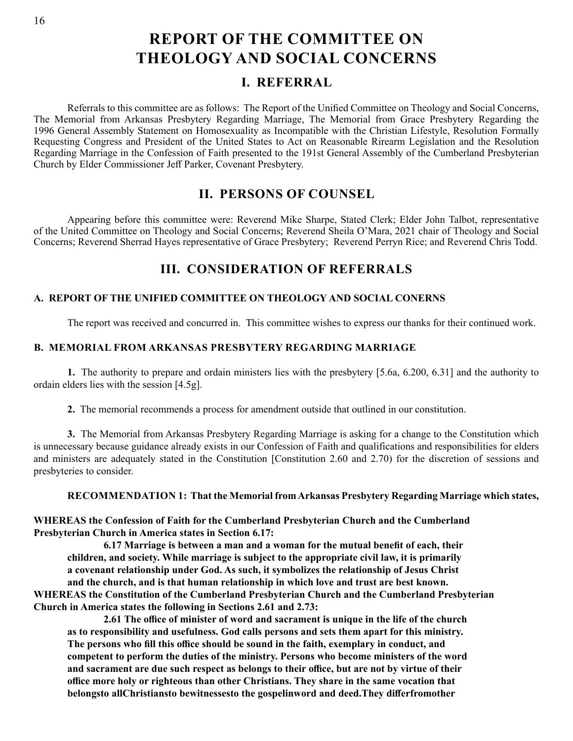# REPORT OF THE COMMITTEE ON THEOLOGY AND SOCIAL CONCERNS

## I. REFERRAL

Referrals to this committee are as follows: The Report of the Unified Committee on Theology and Social Concerns, The Memorial from Arkansas Presbytery Regarding Marriage, The Memorial from Grace Presbytery Regarding the 1996 General Assembly Statement on Homosexuality as Incompatible with the Christian Lifestyle, Resolution Formally Requesting Congress and President of the United States to Act on Reasonable Rirearm Legislation and the Resolution Regarding Marriage in the Confession of Faith presented to the 191st General Assembly of the Cumberland Presbyterian Church by Elder Commissioner Jeff Parker, Covenant Presbytery.

## II. PERSONS OF COUNSEL

Appearing before this committee were: Reverend Mike Sharpe, Stated Clerk; Elder John Talbot, representative of the United Committee on Theology and Social Concerns; Reverend Sheila O'Mara, 2021 chair of Theology and Social Concerns; Reverend Sherrad Hayes representative of Grace Presbytery; Reverend Perryn Rice; and Reverend Chris Todd.

## III. CONSIDERATION OF REFERRALS

### A. REPORT OF THE UNIFIED COMMITTEE ON THEOLOGY AND SOCIAL CONERNS

The report was received and concurred in. This committee wishes to express our thanks for their continued work.

### B. MEMORIAL FROM ARKANSAS PRESBYTERY REGARDING MARRIAGE

**1.** The authority to prepare and ordain ministers lies with the presbytery [5.6a, 6.200, 6.31] and the authority to ordain elders lies with the session [4.5g].

**2.** The memorial recommends a process for amendment outside that outlined in our constitution.

**3.** The Memorial from Arkansas Presbytery Regarding Marriage is asking for a change to the Constitution which is unnecessary because guidance already exists in our Confession of Faith and qualifications and responsibilities for elders and ministers are adequately stated in the Constitution [Constitution 2.60 and 2.70) for the discretion of sessions and presbyteries to consider.

**RECOMMENDATION 1: That the Memorial from Arkansas Presbytery Regarding Marriage which states,**

**WHEREAS the Confession of Faith for the Cumberland Presbyterian Church and the Cumberland Presbyterian Church in America states in Section 6.17:**

> **6.17 Marriage is between a man and a woman for the mutual benefit of each, their children, and society. While marriage is subject to the appropriate civil law, it is primarily a covenant relationship under God. As such, it symbolizes the relationship of Jesus Christ and the church, and is that human relationship in which love and trust are best known.**

**WHEREAS the Constitution of the Cumberland Presbyterian Church and the Cumberland Presbyterian Church in America states the following in Sections 2.61 and 2.73:**

> **2.61 The office of minister of word and sacrament is unique in the life of the church as to responsibility and usefulness. God calls persons and sets them apart for this ministry. The persons who fill this office should be sound in the faith, exemplary in conduct, and competent to perform the duties of the ministry. Persons who become ministers of the word and sacrament are due such respect as belongs to their office, but are not by virtue of their office more holy or righteous than other Christians. They share in the same vocation that belongsto allChristiansto bewitnessesto the gospelinword and deed.They differfromother**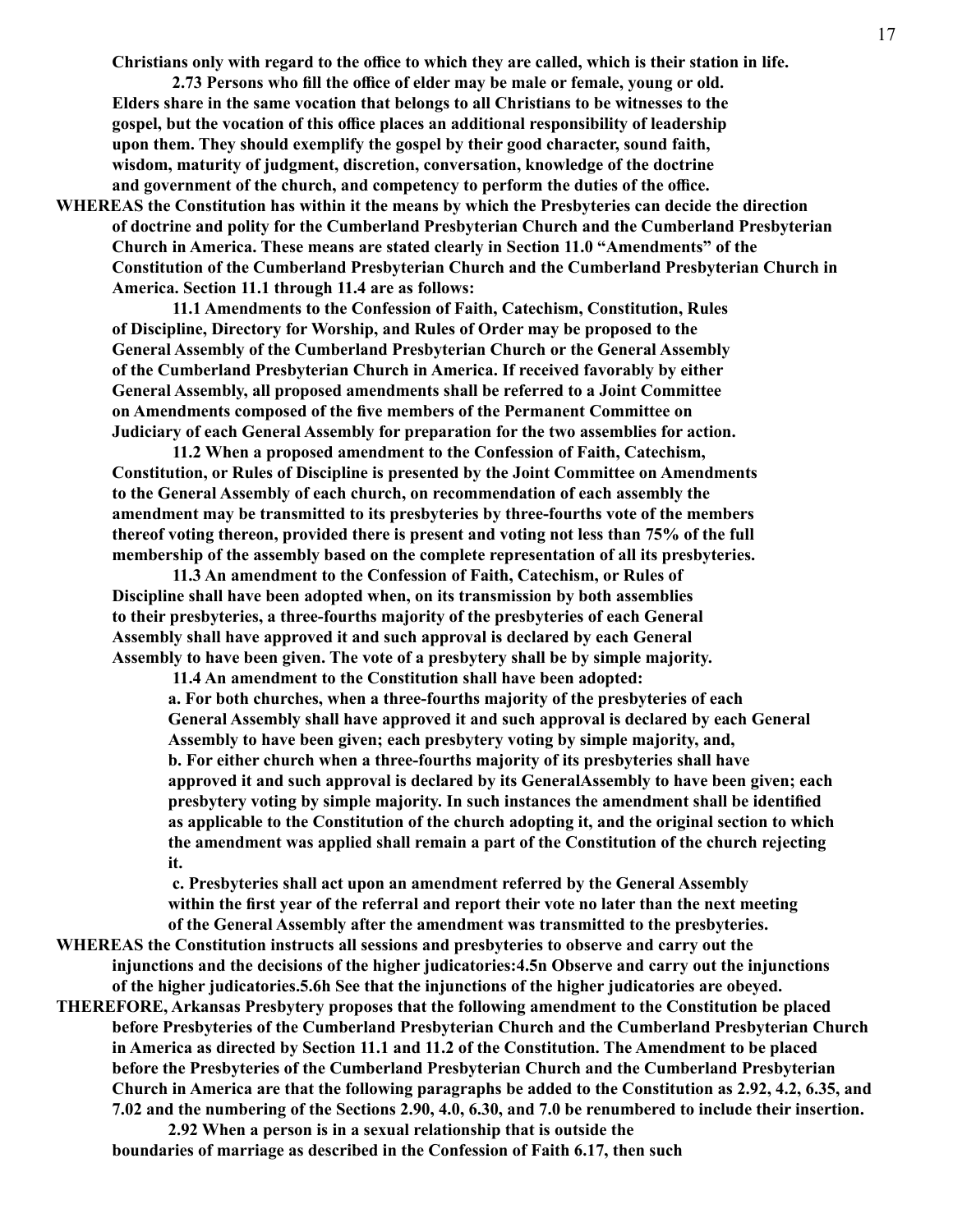**Christians only with regard to the office to which they are called, which is their station in life.**

**2.73 Persons who fill the office of elder may be male or female, young or old. Elders share in the same vocation that belongs to all Christians to be witnesses to the gospel, but the vocation of this office places an additional responsibility of leadership upon them. They should exemplify the gospel by their good character, sound faith, wisdom, maturity of judgment, discretion, conversation, knowledge of the doctrine and government of the church, and competency to perform the duties of the office.**

**WHEREAS the Constitution has within it the means by which the Presbyteries can decide the direction of doctrine and polity for the Cumberland Presbyterian Church and the Cumberland Presbyterian Church in America. These means are stated clearly in Section 11.0 "Amendments" of the Constitution of the Cumberland Presbyterian Church and the Cumberland Presbyterian Church in America. Section 11.1 through 11.4 are as follows:**

**11.1 Amendments to the Confession of Faith, Catechism, Constitution, Rules of Discipline, Directory for Worship, and Rules of Order may be proposed to the General Assembly of the Cumberland Presbyterian Church or the General Assembly of the Cumberland Presbyterian Church in America. If received favorably by either General Assembly, all proposed amendments shall be referred to a Joint Committee on Amendments composed of the five members of the Permanent Committee on Judiciary of each General Assembly for preparation for the two assemblies for action.**

**11.2 When a proposed amendment to the Confession of Faith, Catechism, Constitution, or Rules of Discipline is presented by the Joint Committee on Amendments to the General Assembly of each church, on recommendation of each assembly the amendment may be transmitted to its presbyteries by three-fourths vote of the members thereof voting thereon, provided there is present and voting not less than 75% of the full membership of the assembly based on the complete representation of all its presbyteries.**

**11.3 An amendment to the Confession of Faith, Catechism, or Rules of Discipline shall have been adopted when, on its transmission by both assemblies to their presbyteries, a three-fourths majority of the presbyteries of each General Assembly shall have approved it and such approval is declared by each General Assembly to have been given. The vote of a presbytery shall be by simple majority.**

**11.4 An amendment to the Constitution shall have been adopted:**

**a. For both churches, when a three-fourths majority of the presbyteries of each General Assembly shall have approved it and such approval is declared by each General Assembly to have been given; each presbytery voting by simple majority, and,**

**b. For either church when a three-fourths majority of its presbyteries shall have approved it and such approval is declared by its GeneralAssembly to have been given; each presbytery voting by simple majority. In such instances the amendment shall be identified as applicable to the Constitution of the church adopting it, and the original section to which the amendment was applied shall remain a part of the Constitution of the church rejecting it.**

**c. Presbyteries shall act upon an amendment referred by the General Assembly within the first year of the referral and report their vote no later than the next meeting of the General Assembly after the amendment was transmitted to the presbyteries.**

**WHEREAS the Constitution instructs all sessions and presbyteries to observe and carry out the injunctions and the decisions of the higher judicatories:4.5n Observe and carry out the injunctions of the higher judicatories.5.6h See that the injunctions of the higher judicatories are obeyed.**

**THEREFORE, Arkansas Presbytery proposes that the following amendment to the Constitution be placed before Presbyteries of the Cumberland Presbyterian Church and the Cumberland Presbyterian Church in America as directed by Section 11.1 and 11.2 of the Constitution. The Amendment to be placed before the Presbyteries of the Cumberland Presbyterian Church and the Cumberland Presbyterian Church in America are that the following paragraphs be added to the Constitution as 2.92, 4.2, 6.35, and 7.02 and the numbering of the Sections 2.90, 4.0, 6.30, and 7.0 be renumbered to include their insertion.**

**2.92 When a person is in a sexual relationship that is outside the boundaries of marriage as described in the Confession of Faith 6.17, then such**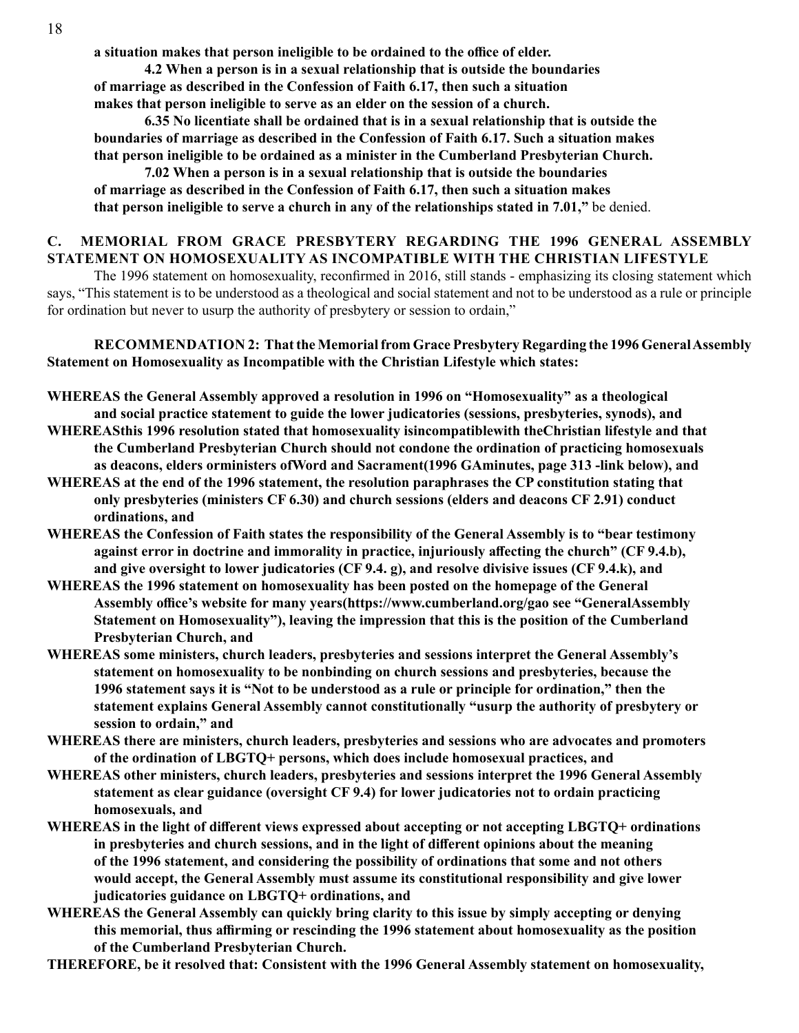**a situation makes that person ineligible to be ordained to the office of elder.**

**4.2 When a person is in a sexual relationship that is outside the boundaries of marriage as described in the Confession of Faith 6.17, then such a situation makes that person ineligible to serve as an elder on the session of a church.**

**6.35 No licentiate shall be ordained that is in a sexual relationship that is outside the boundaries of marriage as described in the Confession of Faith 6.17. Such a situation makes that person ineligible to be ordained as a minister in the Cumberland Presbyterian Church.**

**7.02 When a person is in a sexual relationship that is outside the boundaries of marriage as described in the Confession of Faith 6.17, then such a situation makes that person ineligible to serve a church in any of the relationships stated in 7.01,"** be denied.

## C. MEMORIAL FROM GRACE PRESBYTERY REGARDING THE 1996 GENERAL ASSEMBLY STATEMENT ON HOMOSEXUALITY AS INCOMPATIBLE WITH THE CHRISTIAN LIFESTYLE

The 1996 statement on homosexuality, reconfirmed in 2016, still stands - emphasizing its closing statement which says, "This statement is to be understood as a theological and social statement and not to be understood as a rule or principle for ordination but never to usurp the authority of presbytery or session to ordain,"

**RECOMMENDATION 2: That the Memorial from Grace Presbytery Regarding the 1996 General Assembly Statement on Homosexuality as Incompatible with the Christian Lifestyle which states:**

**WHEREAS the General Assembly approved a resolution in 1996 on "Homosexuality" as a theological and social practice statement to guide the lower judicatories (sessions, presbyteries, synods), and**

**WHEREASthis 1996 resolution stated that homosexuality isincompatiblewith theChristian lifestyle and that the Cumberland Presbyterian Church should not condone the ordination of practicing homosexuals as deacons, elders orministers ofWord and Sacrament(1996 GAminutes, page 313 -link below), and**

**WHEREAS at the end of the 1996 statement, the resolution paraphrases the CP constitution stating that only presbyteries (ministers CF 6.30) and church sessions (elders and deacons CF 2.91) conduct ordinations, and**

**WHEREAS the Confession of Faith states the responsibility of the General Assembly is to "bear testimony against error in doctrine and immorality in practice, injuriously affecting the church" (CF 9.4.b), and give oversight to lower judicatories (CF 9.4. g), and resolve divisive issues (CF 9.4.k), and**

**WHEREAS the 1996 statement on homosexuality has been posted on the homepage of the General Assembly office's website for many years(https://www.cumberland.org/gao see "GeneralAssembly Statement on Homosexuality"), leaving the impression that this is the position of the Cumberland Presbyterian Church, and**

**WHEREAS some ministers, church leaders, presbyteries and sessions interpret the General Assembly's statement on homosexuality to be nonbinding on church sessions and presbyteries, because the 1996 statement says it is "Not to be understood as a rule or principle for ordination," then the statement explains General Assembly cannot constitutionally "usurp the authority of presbytery or session to ordain," and**

**WHEREAS there are ministers, church leaders, presbyteries and sessions who are advocates and promoters of the ordination of LBGTQ+ persons, which does include homosexual practices, and**

**WHEREAS other ministers, church leaders, presbyteries and sessions interpret the 1996 General Assembly statement as clear guidance (oversight CF 9.4) for lower judicatories not to ordain practicing homosexuals, and**

**WHEREAS in the light of different views expressed about accepting or not accepting LBGTQ+ ordinations in presbyteries and church sessions, and in the light of different opinions about the meaning of the 1996 statement, and considering the possibility of ordinations that some and not others would accept, the General Assembly must assume its constitutional responsibility and give lower judicatories guidance on LBGTQ+ ordinations, and**

**WHEREAS the General Assembly can quickly bring clarity to this issue by simply accepting or denying this memorial, thus affirming or rescinding the 1996 statement about homosexuality as the position of the Cumberland Presbyterian Church.**

**THEREFORE, be it resolved that: Consistent with the 1996 General Assembly statement on homosexuality,**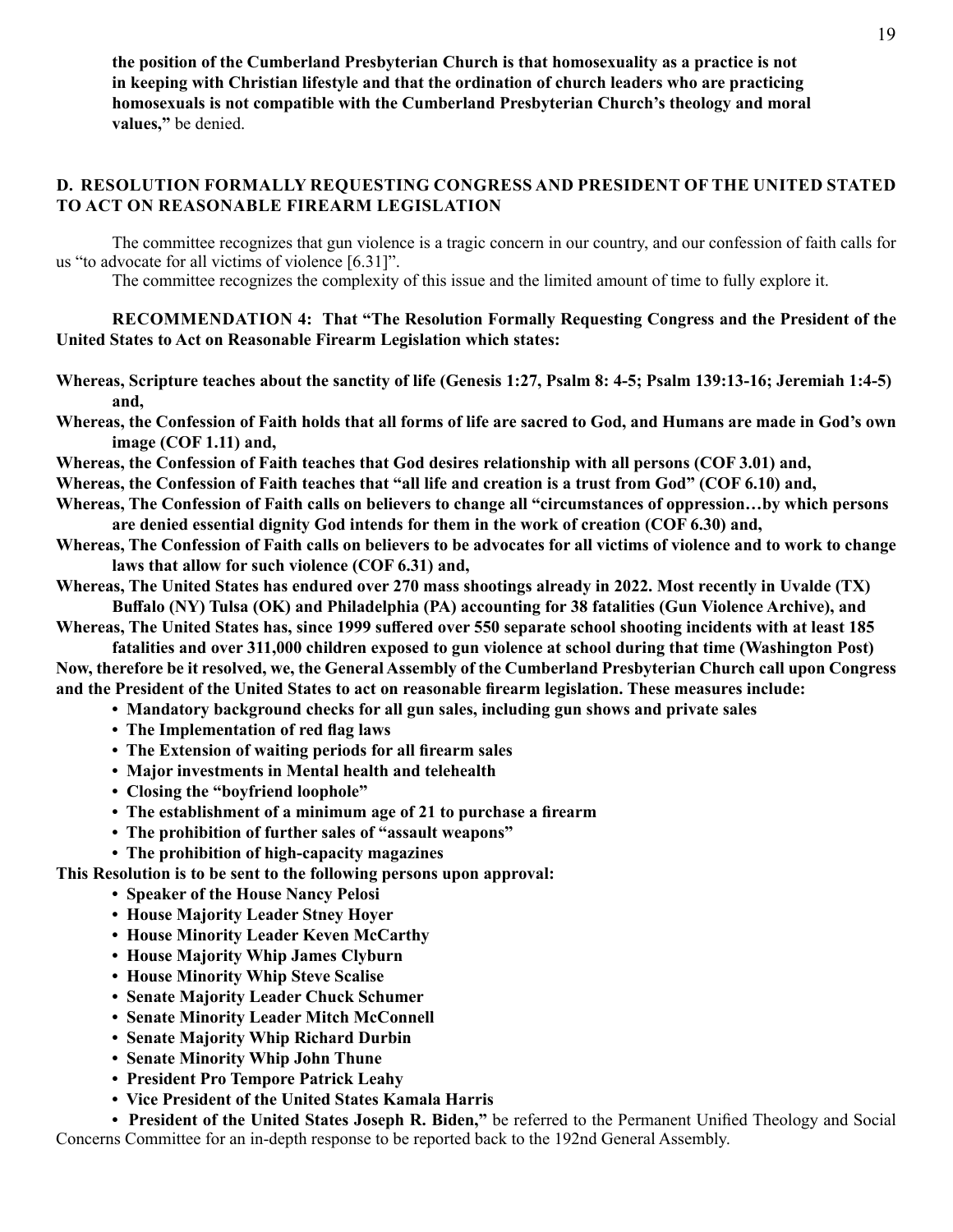**the position of the Cumberland Presbyterian Church is that homosexuality as a practice is not in keeping with Christian lifestyle and that the ordination of church leaders who are practicing homosexuals is not compatible with the Cumberland Presbyterian Church's theology and moral values,"** be denied.

### D. RESOLUTION FORMALLY REQUESTING CONGRESS AND PRESIDENT OF THE UNITED STATED TO ACT ON REASONABLE FIREARM LEGISLATION

The committee recognizes that gun violence is a tragic concern in our country, and our confession of faith calls for us "to advocate for all victims of violence [6.31]".

The committee recognizes the complexity of this issue and the limited amount of time to fully explore it.

**RECOMMENDATION 4: That "The Resolution Formally Requesting Congress and the President of the United States to Act on Reasonable Firearm Legislation which states:**

**Whereas, Scripture teaches about the sanctity of life (Genesis 1:27, Psalm 8: 4-5; Psalm 139:13-16; Jeremiah 1:4-5) and,**

**Whereas, the Confession of Faith holds that all forms of life are sacred to God, and Humans are made in God's own image (COF 1.11) and,**

**Whereas, the Confession of Faith teaches that God desires relationship with all persons (COF 3.01) and,**

**Whereas, the Confession of Faith teaches that "all life and creation is a trust from God" (COF 6.10) and,**

**Whereas, The Confession of Faith calls on believers to change all "circumstances of oppression…by which persons are denied essential dignity God intends for them in the work of creation (COF 6.30) and,**

**Whereas, The Confession of Faith calls on believers to be advocates for all victims of violence and to work to change laws that allow for such violence (COF 6.31) and,**

**Whereas, The United States has endured over 270 mass shootings already in 2022. Most recently in Uvalde (TX) Buffalo (NY) Tulsa (OK) and Philadelphia (PA) accounting for 38 fatalities (Gun Violence Archive), and**

**Whereas, The United States has, since 1999 suffered over 550 separate school shooting incidents with at least 185 fatalities and over 311,000 children exposed to gun violence at school during that time (Washington Post)**

**Now, therefore be it resolved, we, the General Assembly of the Cumberland Presbyterian Church call upon Congress and the President of the United States to act on reasonable firearm legislation. These measures include:**

- **Mandatory background checks for all gun sales, including gun shows and private sales**
- **The Implementation of red flag laws**
- **The Extension of waiting periods for all firearm sales**
- **Major investments in Mental health and telehealth**
- **Closing the "boyfriend loophole"**
- **The establishment of a minimum age of 21 to purchase a firearm**
- **The prohibition of further sales of "assault weapons"**
- **The prohibition of high-capacity magazines**

**This Resolution is to be sent to the following persons upon approval:**

- **Speaker of the House Nancy Pelosi**
- **House Majority Leader Stney Hoyer**
- **House Minority Leader Keven McCarthy**
- **House Majority Whip James Clyburn**
- **House Minority Whip Steve Scalise**
- **Senate Majority Leader Chuck Schumer**
- **Senate Minority Leader Mitch McConnell**
- **Senate Majority Whip Richard Durbin**
- **Senate Minority Whip John Thune**
- **President Pro Tempore Patrick Leahy**
- **Vice President of the United States Kamala Harris**
- **President of the United States Joseph R. Biden,"** be referred to the Permanent Unified Theology and Social Concerns Committee for an in-depth response to be reported back to the 192nd General Assembly.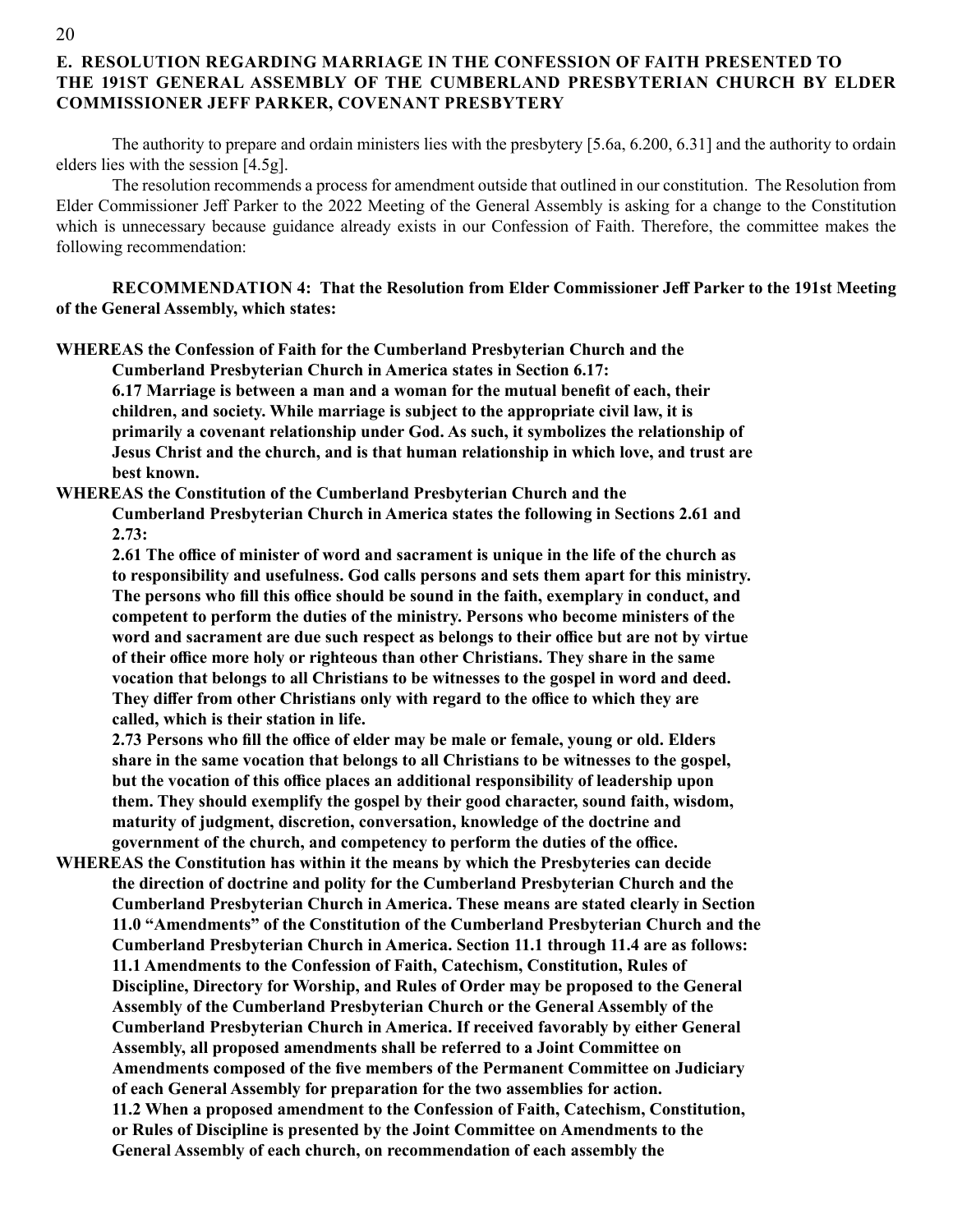### E. RESOLUTION REGARDING MARRIAGE IN THE CONFESSION OF FAITH PRESENTED TO THE 191ST GENERAL ASSEMBLY OF THE CUMBERLAND PRESBYTERIAN CHURCH BY ELDER COMMISSIONER JEFF PARKER, COVENANT PRESBYTERY

The authority to prepare and ordain ministers lies with the presbytery [5.6a, 6.200, 6.31] and the authority to ordain elders lies with the session [4.5g].

The resolution recommends a process for amendment outside that outlined in our constitution. The Resolution from Elder Commissioner Jeff Parker to the 2022 Meeting of the General Assembly is asking for a change to the Constitution which is unnecessary because guidance already exists in our Confession of Faith. Therefore, the committee makes the following recommendation:

**RECOMMENDATION 4: That the Resolution from Elder Commissioner Jeff Parker to the 191st Meeting of the General Assembly, which states:**

**WHEREAS the Confession of Faith for the Cumberland Presbyterian Church and the Cumberland Presbyterian Church in America states in Section 6.17:**
**6.17 Marriage is between a man and a woman for the mutual benefit of each, their children, and society. While marriage is subject to the appropriate civil law, it is primarily a covenant relationship under God. As such, it symbolizes the relationship of Jesus Christ and the church, and is that human relationship in which love, and trust are best known.**

**WHEREAS the Constitution of the Cumberland Presbyterian Church and the Cumberland Presbyterian Church in America states the following in Sections 2.61 and 2.73:**
**2.61 The office of minister of word and sacrament is unique in the life of the church as to responsibility and usefulness. God calls persons and sets them apart for this ministry. The persons who fill this office should be sound in the faith, exemplary in conduct, and competent to perform the duties of the ministry. Persons who become ministers of the word and sacrament are due such respect as belongs to their office but are not by virtue of their office more holy or righteous than other Christians. They share in the same vocation that belongs to all Christians to be witnesses to the gospel in word and deed. They differ from other Christians only with regard to the office to which they are called, which is their station in life.**
**2.73 Persons who fill the office of elder may be male or female, young or old. Elders share in the same vocation that belongs to all Christians to be witnesses to the gospel, but the vocation of this office places an additional responsibility of leadership upon them. They should exemplify the gospel by their good character, sound faith, wisdom, maturity of judgment, discretion, conversation, knowledge of the doctrine and government of the church, and competency to perform the duties of the office.**

**WHEREAS the Constitution has within it the means by which the Presbyteries can decide the direction of doctrine and polity for the Cumberland Presbyterian Church and the Cumberland Presbyterian Church in America. These means are stated clearly in Section 11.0 "Amendments" of the Constitution of the Cumberland Presbyterian Church and the Cumberland Presbyterian Church in America. Section 11.1 through 11.4 are as follows:**
**11.1 Amendments to the Confession of Faith, Catechism, Constitution, Rules of Discipline, Directory for Worship, and Rules of Order may be proposed to the General Assembly of the Cumberland Presbyterian Church or the General Assembly of the Cumberland Presbyterian Church in America. If received favorably by either General Assembly, all proposed amendments shall be referred to a Joint Committee on Amendments composed of the five members of the Permanent Committee on Judiciary of each General Assembly for preparation for the two assemblies for action.**
**11.2 When a proposed amendment to the Confession of Faith, Catechism, Constitution, or Rules of Discipline is presented by the Joint Committee on Amendments to the General Assembly of each church, on recommendation of each assembly the**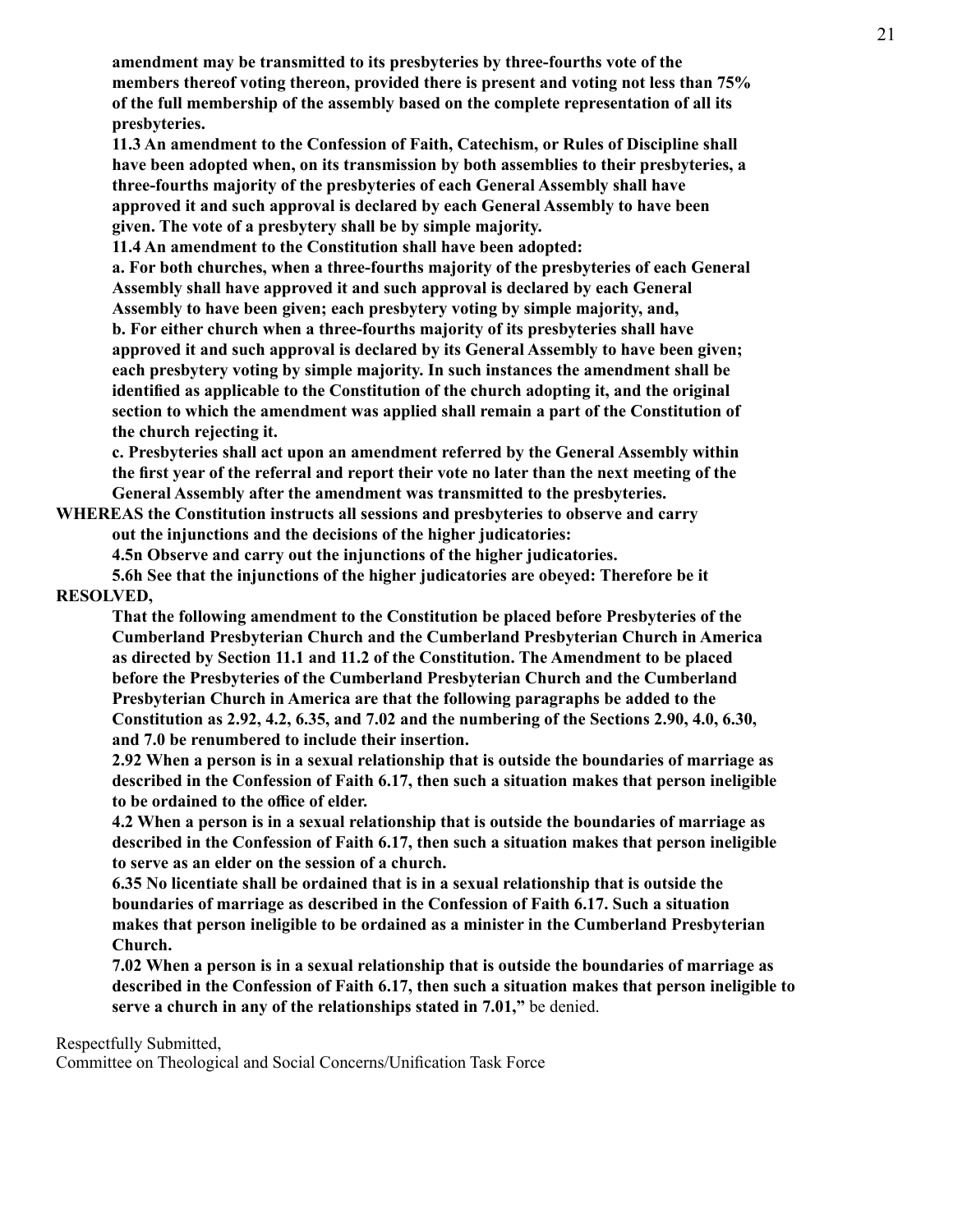**amendment may be transmitted to its presbyteries by three-fourths vote of the members thereof voting thereon, provided there is present and voting not less than 75% of the full membership of the assembly based on the complete representation of all its presbyteries.**

**11.3 An amendment to the Confession of Faith, Catechism, or Rules of Discipline shall have been adopted when, on its transmission by both assemblies to their presbyteries, a three-fourths majority of the presbyteries of each General Assembly shall have approved it and such approval is declared by each General Assembly to have been given. The vote of a presbytery shall be by simple majority.**

**11.4 An amendment to the Constitution shall have been adopted:**

**a. For both churches, when a three-fourths majority of the presbyteries of each General Assembly shall have approved it and such approval is declared by each General Assembly to have been given; each presbytery voting by simple majority, and,**

**b. For either church when a three-fourths majority of its presbyteries shall have approved it and such approval is declared by its General Assembly to have been given; each presbytery voting by simple majority. In such instances the amendment shall be identified as applicable to the Constitution of the church adopting it, and the original section to which the amendment was applied shall remain a part of the Constitution of the church rejecting it.**

**c. Presbyteries shall act upon an amendment referred by the General Assembly within the first year of the referral and report their vote no later than the next meeting of the General Assembly after the amendment was transmitted to the presbyteries.**

**WHEREAS the Constitution instructs all sessions and presbyteries to observe and carry out the injunctions and the decisions of the higher judicatories:**

**4.5n Observe and carry out the injunctions of the higher judicatories.**

**5.6h See that the injunctions of the higher judicatories are obeyed: Therefore be it**

**RESOLVED,**

**That the following amendment to the Constitution be placed before Presbyteries of the Cumberland Presbyterian Church and the Cumberland Presbyterian Church in America as directed by Section 11.1 and 11.2 of the Constitution. The Amendment to be placed before the Presbyteries of the Cumberland Presbyterian Church and the Cumberland Presbyterian Church in America are that the following paragraphs be added to the Constitution as 2.92, 4.2, 6.35, and 7.02 and the numbering of the Sections 2.90, 4.0, 6.30, and 7.0 be renumbered to include their insertion.**

**2.92 When a person is in a sexual relationship that is outside the boundaries of marriage as described in the Confession of Faith 6.17, then such a situation makes that person ineligible to be ordained to the office of elder.**

**4.2 When a person is in a sexual relationship that is outside the boundaries of marriage as described in the Confession of Faith 6.17, then such a situation makes that person ineligible to serve as an elder on the session of a church.**

**6.35 No licentiate shall be ordained that is in a sexual relationship that is outside the boundaries of marriage as described in the Confession of Faith 6.17. Such a situation makes that person ineligible to be ordained as a minister in the Cumberland Presbyterian Church.**

**7.02 When a person is in a sexual relationship that is outside the boundaries of marriage as described in the Confession of Faith 6.17, then such a situation makes that person ineligible to serve a church in any of the relationships stated in 7.01,"** be denied.

Respectfully Submitted,
Committee on Theological and Social Concerns/Unification Task Force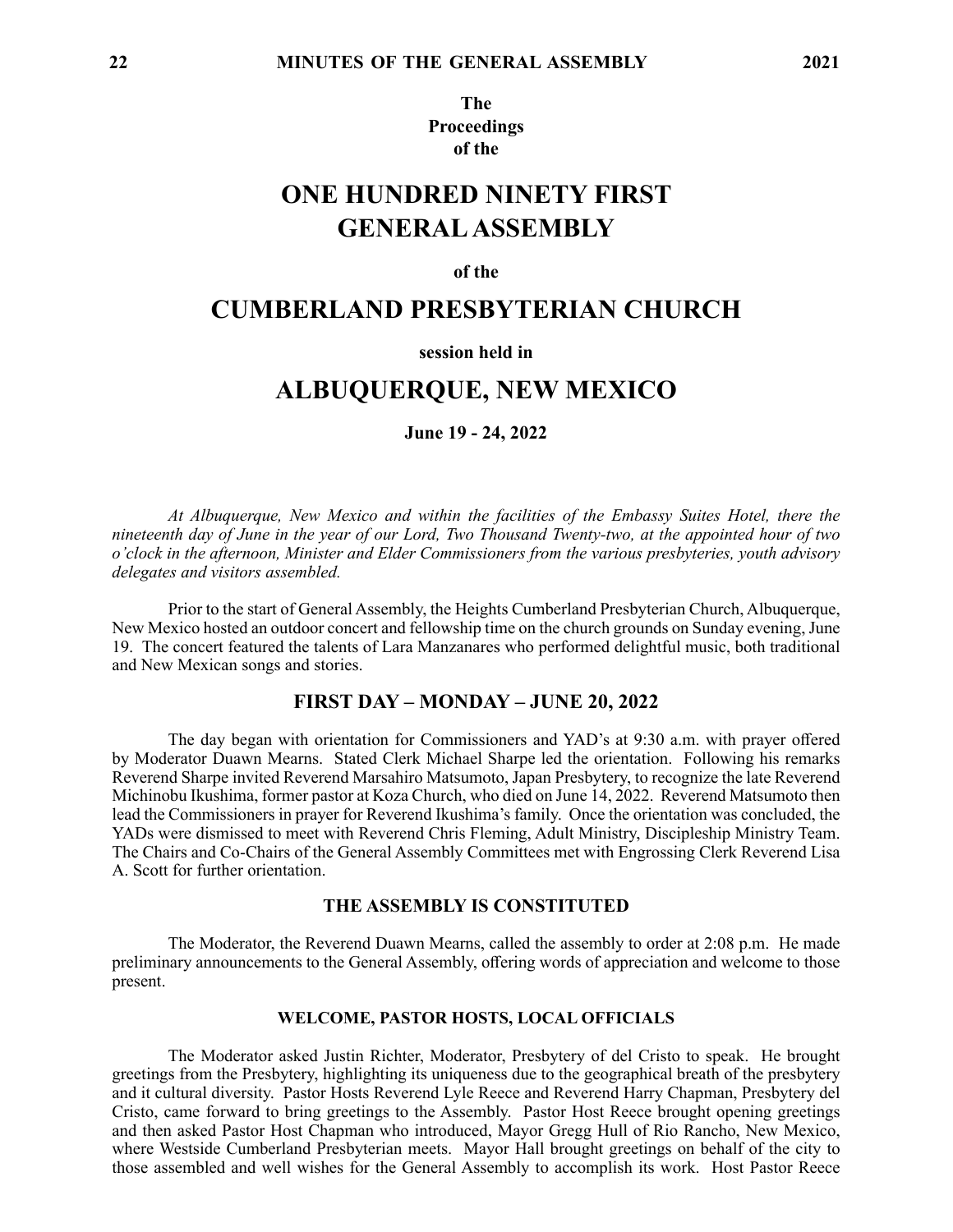**The**
**Proceedings**
**of the**

# ONE HUNDRED NINETY FIRST GENERAL ASSEMBLY

**of the**

# CUMBERLAND PRESBYTERIAN CHURCH

**session held in**

# ALBUQUERQUE, NEW MEXICO

**June 19 - 24, 2022**

*At Albuquerque, New Mexico and within the facilities of the Embassy Suites Hotel, there the nineteenth day of June in the year of our Lord, Two Thousand Twenty-two, at the appointed hour of two o'clock in the afternoon, Minister and Elder Commissioners from the various presbyteries, youth advisory delegates and visitors assembled.*

Prior to the start of General Assembly, the Heights Cumberland Presbyterian Church, Albuquerque, New Mexico hosted an outdoor concert and fellowship time on the church grounds on Sunday evening, June 19. The concert featured the talents of Lara Manzanares who performed delightful music, both traditional and New Mexican songs and stories.

## FIRST DAY – MONDAY – JUNE 20, 2022

The day began with orientation for Commissioners and YAD's at 9:30 a.m. with prayer offered by Moderator Duawn Mearns. Stated Clerk Michael Sharpe led the orientation. Following his remarks Reverend Sharpe invited Reverend Marsahiro Matsumoto, Japan Presbytery, to recognize the late Reverend Michinobu Ikushima, former pastor at Koza Church, who died on June 14, 2022. Reverend Matsumoto then lead the Commissioners in prayer for Reverend Ikushima's family. Once the orientation was concluded, the YADs were dismissed to meet with Reverend Chris Fleming, Adult Ministry, Discipleship Ministry Team. The Chairs and Co-Chairs of the General Assembly Committees met with Engrossing Clerk Reverend Lisa A. Scott for further orientation.

### THE ASSEMBLY IS CONSTITUTED

The Moderator, the Reverend Duawn Mearns, called the assembly to order at 2:08 p.m. He made preliminary announcements to the General Assembly, offering words of appreciation and welcome to those present.

#### WELCOME, PASTOR HOSTS, LOCAL OFFICIALS

The Moderator asked Justin Richter, Moderator, Presbytery of del Cristo to speak. He brought greetings from the Presbytery, highlighting its uniqueness due to the geographical breath of the presbytery and it cultural diversity. Pastor Hosts Reverend Lyle Reece and Reverend Harry Chapman, Presbytery del Cristo, came forward to bring greetings to the Assembly. Pastor Host Reece brought opening greetings and then asked Pastor Host Chapman who introduced, Mayor Gregg Hull of Rio Rancho, New Mexico, where Westside Cumberland Presbyterian meets. Mayor Hall brought greetings on behalf of the city to those assembled and well wishes for the General Assembly to accomplish its work. Host Pastor Reece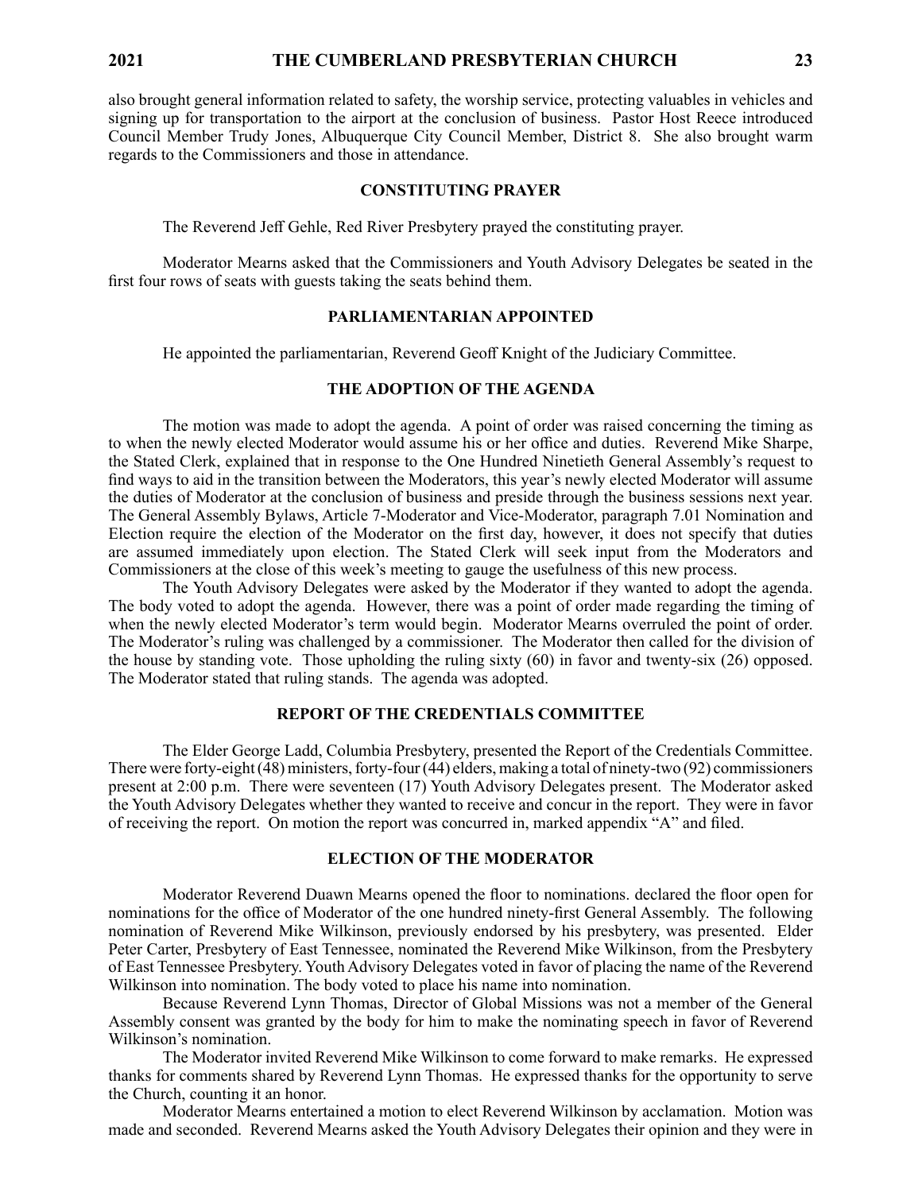also brought general information related to safety, the worship service, protecting valuables in vehicles and signing up for transportation to the airport at the conclusion of business. Pastor Host Reece introduced Council Member Trudy Jones, Albuquerque City Council Member, District 8. She also brought warm regards to the Commissioners and those in attendance.

## CONSTITUTING PRAYER

The Reverend Jeff Gehle, Red River Presbytery prayed the constituting prayer.

Moderator Mearns asked that the Commissioners and Youth Advisory Delegates be seated in the first four rows of seats with guests taking the seats behind them.

## PARLIAMENTARIAN APPOINTED

He appointed the parliamentarian, Reverend Geoff Knight of the Judiciary Committee.

## THE ADOPTION OF THE AGENDA

The motion was made to adopt the agenda. A point of order was raised concerning the timing as to when the newly elected Moderator would assume his or her office and duties. Reverend Mike Sharpe, the Stated Clerk, explained that in response to the One Hundred Ninetieth General Assembly's request to find ways to aid in the transition between the Moderators, this year's newly elected Moderator will assume the duties of Moderator at the conclusion of business and preside through the business sessions next year. The General Assembly Bylaws, Article 7-Moderator and Vice-Moderator, paragraph 7.01 Nomination and Election require the election of the Moderator on the first day, however, it does not specify that duties are assumed immediately upon election. The Stated Clerk will seek input from the Moderators and Commissioners at the close of this week's meeting to gauge the usefulness of this new process.

The Youth Advisory Delegates were asked by the Moderator if they wanted to adopt the agenda. The body voted to adopt the agenda. However, there was a point of order made regarding the timing of when the newly elected Moderator's term would begin. Moderator Mearns overruled the point of order. The Moderator's ruling was challenged by a commissioner. The Moderator then called for the division of the house by standing vote. Those upholding the ruling sixty (60) in favor and twenty-six (26) opposed. The Moderator stated that ruling stands. The agenda was adopted.

## REPORT OF THE CREDENTIALS COMMITTEE

The Elder George Ladd, Columbia Presbytery, presented the Report of the Credentials Committee. There were forty-eight (48) ministers, forty-four (44) elders, making a total of ninety-two (92) commissioners present at 2:00 p.m. There were seventeen (17) Youth Advisory Delegates present. The Moderator asked the Youth Advisory Delegates whether they wanted to receive and concur in the report. They were in favor of receiving the report. On motion the report was concurred in, marked appendix "A" and filed.

## ELECTION OF THE MODERATOR

Moderator Reverend Duawn Mearns opened the floor to nominations. declared the floor open for nominations for the office of Moderator of the one hundred ninety-first General Assembly. The following nomination of Reverend Mike Wilkinson, previously endorsed by his presbytery, was presented. Elder Peter Carter, Presbytery of East Tennessee, nominated the Reverend Mike Wilkinson, from the Presbytery of East Tennessee Presbytery. Youth Advisory Delegates voted in favor of placing the name of the Reverend Wilkinson into nomination. The body voted to place his name into nomination.

Because Reverend Lynn Thomas, Director of Global Missions was not a member of the General Assembly consent was granted by the body for him to make the nominating speech in favor of Reverend Wilkinson's nomination.

The Moderator invited Reverend Mike Wilkinson to come forward to make remarks. He expressed thanks for comments shared by Reverend Lynn Thomas. He expressed thanks for the opportunity to serve the Church, counting it an honor.

Moderator Mearns entertained a motion to elect Reverend Wilkinson by acclamation. Motion was made and seconded. Reverend Mearns asked the Youth Advisory Delegates their opinion and they were in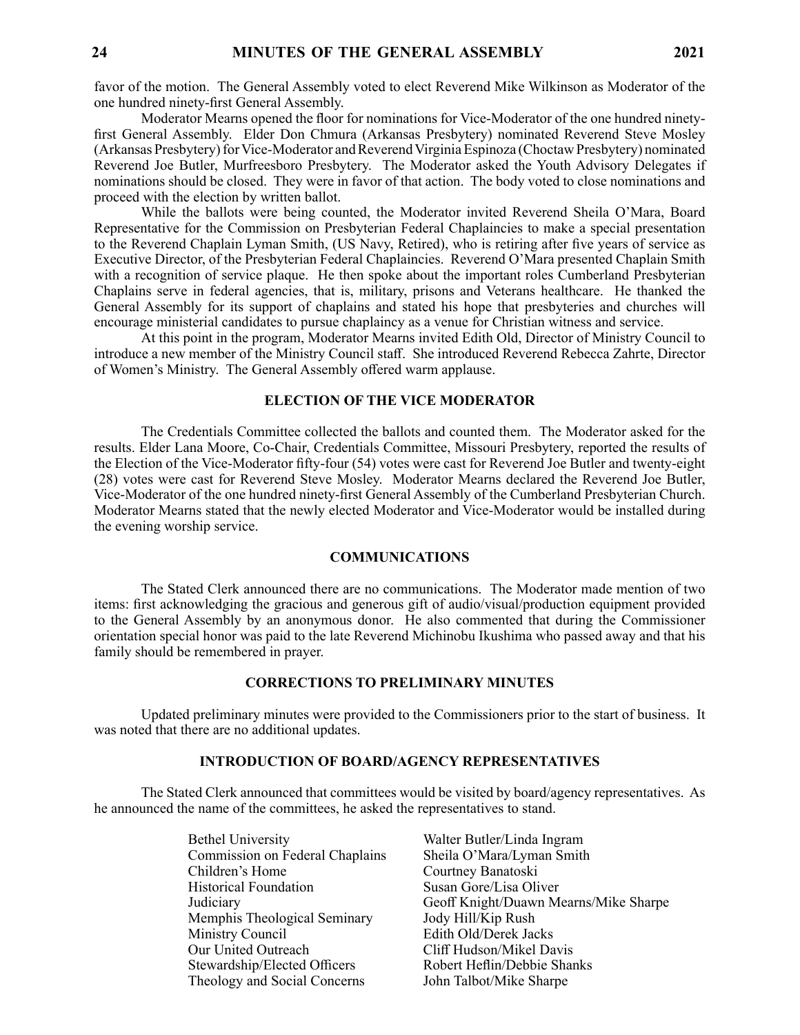favor of the motion. The General Assembly voted to elect Reverend Mike Wilkinson as Moderator of the one hundred ninety-first General Assembly.

Moderator Mearns opened the floor for nominations for Vice-Moderator of the one hundred ninety-first General Assembly. Elder Don Chmura (Arkansas Presbytery) nominated Reverend Steve Mosley (Arkansas Presbytery) for Vice-Moderator and Reverend Virginia Espinoza (Choctaw Presbytery) nominated Reverend Joe Butler, Murfreesboro Presbytery. The Moderator asked the Youth Advisory Delegates if nominations should be closed. They were in favor of that action. The body voted to close nominations and proceed with the election by written ballot.

While the ballots were being counted, the Moderator invited Reverend Sheila O'Mara, Board Representative for the Commission on Presbyterian Federal Chaplaincies to make a special presentation to the Reverend Chaplain Lyman Smith, (US Navy, Retired), who is retiring after five years of service as Executive Director, of the Presbyterian Federal Chaplaincies. Reverend O'Mara presented Chaplain Smith with a recognition of service plaque. He then spoke about the important roles Cumberland Presbyterian Chaplains serve in federal agencies, that is, military, prisons and Veterans healthcare. He thanked the General Assembly for its support of chaplains and stated his hope that presbyteries and churches will encourage ministerial candidates to pursue chaplaincy as a venue for Christian witness and service.

At this point in the program, Moderator Mearns invited Edith Old, Director of Ministry Council to introduce a new member of the Ministry Council staff. She introduced Reverend Rebecca Zahrte, Director of Women's Ministry. The General Assembly offered warm applause.

## ELECTION OF THE VICE MODERATOR

The Credentials Committee collected the ballots and counted them. The Moderator asked for the results. Elder Lana Moore, Co-Chair, Credentials Committee, Missouri Presbytery, reported the results of the Election of the Vice-Moderator fifty-four (54) votes were cast for Reverend Joe Butler and twenty-eight (28) votes were cast for Reverend Steve Mosley. Moderator Mearns declared the Reverend Joe Butler, Vice-Moderator of the one hundred ninety-first General Assembly of the Cumberland Presbyterian Church. Moderator Mearns stated that the newly elected Moderator and Vice-Moderator would be installed during the evening worship service.

## COMMUNICATIONS

The Stated Clerk announced there are no communications. The Moderator made mention of two items: first acknowledging the gracious and generous gift of audio/visual/production equipment provided to the General Assembly by an anonymous donor. He also commented that during the Commissioner orientation special honor was paid to the late Reverend Michinobu Ikushima who passed away and that his family should be remembered in prayer.

## CORRECTIONS TO PRELIMINARY MINUTES

Updated preliminary minutes were provided to the Commissioners prior to the start of business. It was noted that there are no additional updates.

## INTRODUCTION OF BOARD/AGENCY REPRESENTATIVES

The Stated Clerk announced that committees would be visited by board/agency representatives. As he announced the name of the committees, he asked the representatives to stand.

| | |
|---|---|
| Bethel University | Walter Butler/Linda Ingram |
| Commission on Federal Chaplains | Sheila O'Mara/Lyman Smith |
| Children's Home | Courtney Banatoski |
| Historical Foundation | Susan Gore/Lisa Oliver |
| Judiciary | Geoff Knight/Duawn Mearns/Mike Sharpe |
| Memphis Theological Seminary | Jody Hill/Kip Rush |
| Ministry Council | Edith Old/Derek Jacks |
| Our United Outreach | Cliff Hudson/Mikel Davis |
| Stewardship/Elected Officers | Robert Heflin/Debbie Shanks |
| Theology and Social Concerns | John Talbot/Mike Sharpe |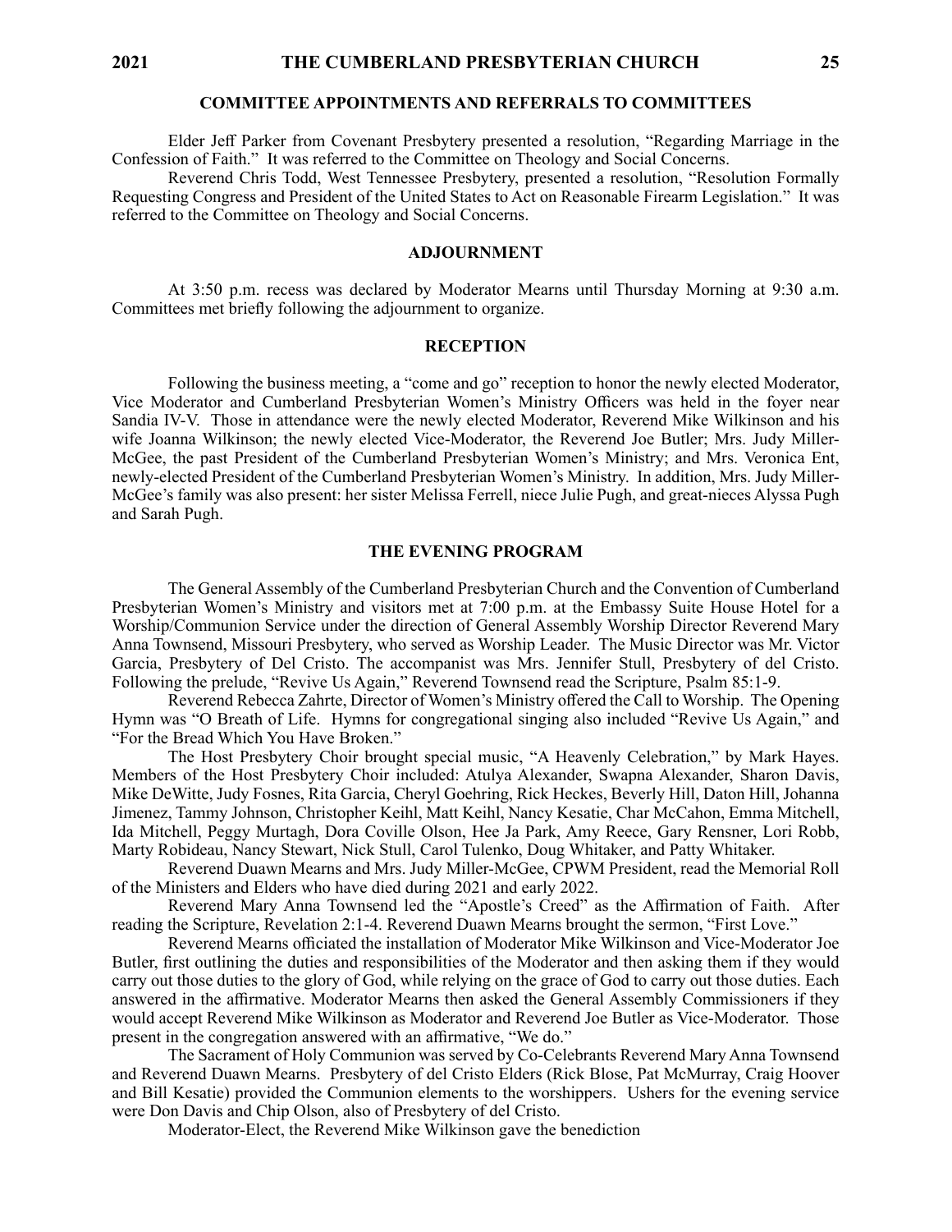## COMMITTEE APPOINTMENTS AND REFERRALS TO COMMITTEES

Elder Jeff Parker from Covenant Presbytery presented a resolution, "Regarding Marriage in the Confession of Faith." It was referred to the Committee on Theology and Social Concerns.

Reverend Chris Todd, West Tennessee Presbytery, presented a resolution, "Resolution Formally Requesting Congress and President of the United States to Act on Reasonable Firearm Legislation." It was referred to the Committee on Theology and Social Concerns.

## ADJOURNMENT

At 3:50 p.m. recess was declared by Moderator Mearns until Thursday Morning at 9:30 a.m. Committees met briefly following the adjournment to organize.

## RECEPTION

Following the business meeting, a "come and go" reception to honor the newly elected Moderator, Vice Moderator and Cumberland Presbyterian Women's Ministry Officers was held in the foyer near Sandia IV-V. Those in attendance were the newly elected Moderator, Reverend Mike Wilkinson and his wife Joanna Wilkinson; the newly elected Vice-Moderator, the Reverend Joe Butler; Mrs. Judy Miller-McGee, the past President of the Cumberland Presbyterian Women's Ministry; and Mrs. Veronica Ent, newly-elected President of the Cumberland Presbyterian Women's Ministry. In addition, Mrs. Judy Miller-McGee's family was also present: her sister Melissa Ferrell, niece Julie Pugh, and great-nieces Alyssa Pugh and Sarah Pugh.

## THE EVENING PROGRAM

The General Assembly of the Cumberland Presbyterian Church and the Convention of Cumberland Presbyterian Women's Ministry and visitors met at 7:00 p.m. at the Embassy Suite House Hotel for a Worship/Communion Service under the direction of General Assembly Worship Director Reverend Mary Anna Townsend, Missouri Presbytery, who served as Worship Leader. The Music Director was Mr. Victor Garcia, Presbytery of Del Cristo. The accompanist was Mrs. Jennifer Stull, Presbytery of del Cristo. Following the prelude, "Revive Us Again," Reverend Townsend read the Scripture, Psalm 85:1-9.

Reverend Rebecca Zahrte, Director of Women's Ministry offered the Call to Worship. The Opening Hymn was "O Breath of Life. Hymns for congregational singing also included "Revive Us Again," and "For the Bread Which You Have Broken."

The Host Presbytery Choir brought special music, "A Heavenly Celebration," by Mark Hayes. Members of the Host Presbytery Choir included: Atulya Alexander, Swapna Alexander, Sharon Davis, Mike DeWitte, Judy Fosnes, Rita Garcia, Cheryl Goehring, Rick Heckes, Beverly Hill, Daton Hill, Johanna Jimenez, Tammy Johnson, Christopher Keihl, Matt Keihl, Nancy Kesatie, Char McCahon, Emma Mitchell, Ida Mitchell, Peggy Murtagh, Dora Coville Olson, Hee Ja Park, Amy Reece, Gary Rensner, Lori Robb, Marty Robideau, Nancy Stewart, Nick Stull, Carol Tulenko, Doug Whitaker, and Patty Whitaker.

Reverend Duawn Mearns and Mrs. Judy Miller-McGee, CPWM President, read the Memorial Roll of the Ministers and Elders who have died during 2021 and early 2022.

Reverend Mary Anna Townsend led the "Apostle's Creed" as the Affirmation of Faith. After reading the Scripture, Revelation 2:1-4. Reverend Duawn Mearns brought the sermon, "First Love."

Reverend Mearns officiated the installation of Moderator Mike Wilkinson and Vice-Moderator Joe Butler, first outlining the duties and responsibilities of the Moderator and then asking them if they would carry out those duties to the glory of God, while relying on the grace of God to carry out those duties. Each answered in the affirmative. Moderator Mearns then asked the General Assembly Commissioners if they would accept Reverend Mike Wilkinson as Moderator and Reverend Joe Butler as Vice-Moderator. Those present in the congregation answered with an affirmative, "We do."

The Sacrament of Holy Communion was served by Co-Celebrants Reverend Mary Anna Townsend and Reverend Duawn Mearns. Presbytery of del Cristo Elders (Rick Blose, Pat McMurray, Craig Hoover and Bill Kesatie) provided the Communion elements to the worshippers. Ushers for the evening service were Don Davis and Chip Olson, also of Presbytery of del Cristo.

Moderator-Elect, the Reverend Mike Wilkinson gave the benediction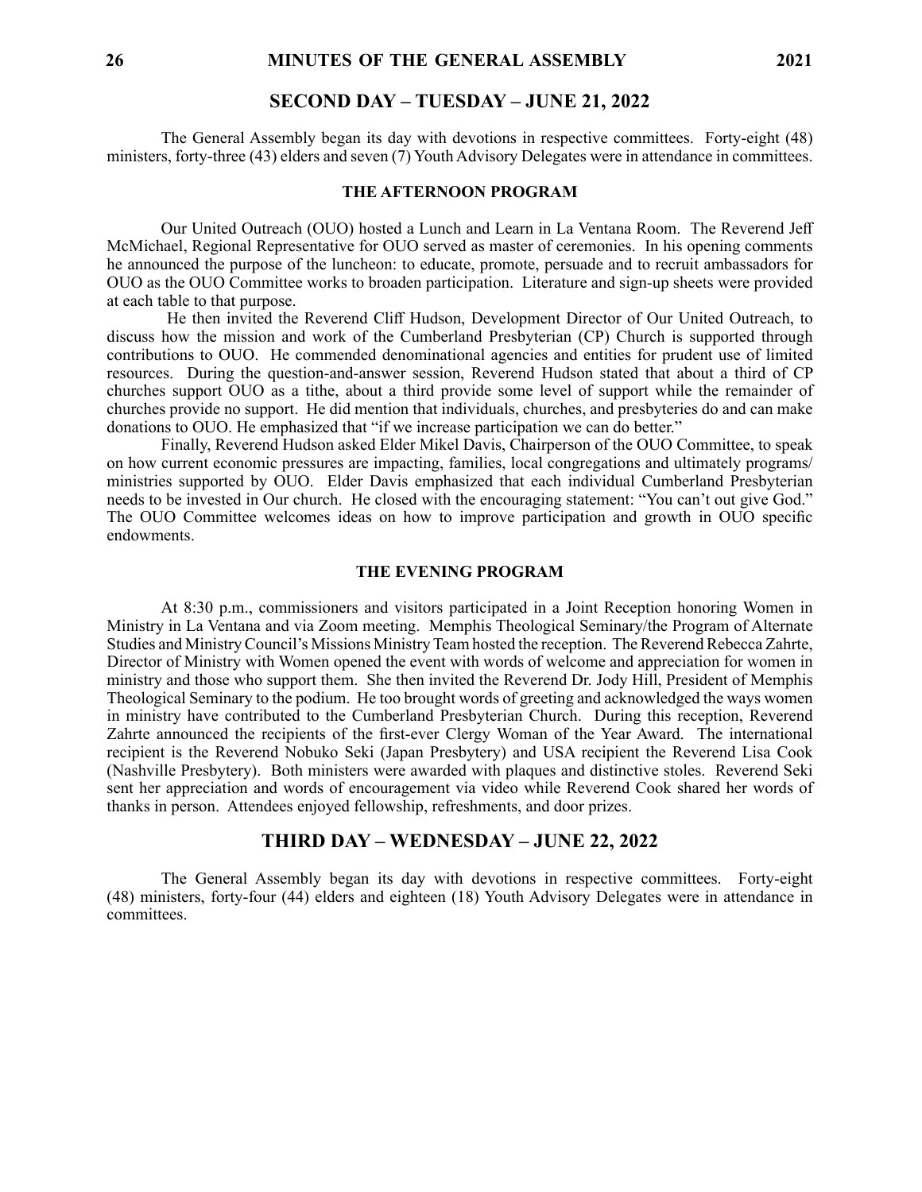## SECOND DAY – TUESDAY – JUNE 21, 2022

The General Assembly began its day with devotions in respective committees. Forty-eight (48) ministers, forty-three (43) elders and seven (7) Youth Advisory Delegates were in attendance in committees.

### THE AFTERNOON PROGRAM

Our United Outreach (OUO) hosted a Lunch and Learn in La Ventana Room. The Reverend Jeff McMichael, Regional Representative for OUO served as master of ceremonies. In his opening comments he announced the purpose of the luncheon: to educate, promote, persuade and to recruit ambassadors for OUO as the OUO Committee works to broaden participation. Literature and sign-up sheets were provided at each table to that purpose.

He then invited the Reverend Cliff Hudson, Development Director of Our United Outreach, to discuss how the mission and work of the Cumberland Presbyterian (CP) Church is supported through contributions to OUO. He commended denominational agencies and entities for prudent use of limited resources. During the question-and-answer session, Reverend Hudson stated that about a third of CP churches support OUO as a tithe, about a third provide some level of support while the remainder of churches provide no support. He did mention that individuals, churches, and presbyteries do and can make donations to OUO. He emphasized that "if we increase participation we can do better."

Finally, Reverend Hudson asked Elder Mikel Davis, Chairperson of the OUO Committee, to speak on how current economic pressures are impacting, families, local congregations and ultimately programs/ministries supported by OUO. Elder Davis emphasized that each individual Cumberland Presbyterian needs to be invested in Our church. He closed with the encouraging statement: "You can't out give God." The OUO Committee welcomes ideas on how to improve participation and growth in OUO specific endowments.

### THE EVENING PROGRAM

At 8:30 p.m., commissioners and visitors participated in a Joint Reception honoring Women in Ministry in La Ventana and via Zoom meeting. Memphis Theological Seminary/the Program of Alternate Studies and Ministry Council's Missions Ministry Team hosted the reception. The Reverend Rebecca Zahrte, Director of Ministry with Women opened the event with words of welcome and appreciation for women in ministry and those who support them. She then invited the Reverend Dr. Jody Hill, President of Memphis Theological Seminary to the podium. He too brought words of greeting and acknowledged the ways women in ministry have contributed to the Cumberland Presbyterian Church. During this reception, Reverend Zahrte announced the recipients of the first-ever Clergy Woman of the Year Award. The international recipient is the Reverend Nobuko Seki (Japan Presbytery) and USA recipient the Reverend Lisa Cook (Nashville Presbytery). Both ministers were awarded with plaques and distinctive stoles. Reverend Seki sent her appreciation and words of encouragement via video while Reverend Cook shared her words of thanks in person. Attendees enjoyed fellowship, refreshments, and door prizes.

## THIRD DAY – WEDNESDAY – JUNE 22, 2022

The General Assembly began its day with devotions in respective committees. Forty-eight (48) ministers, forty-four (44) elders and eighteen (18) Youth Advisory Delegates were in attendance in committees.